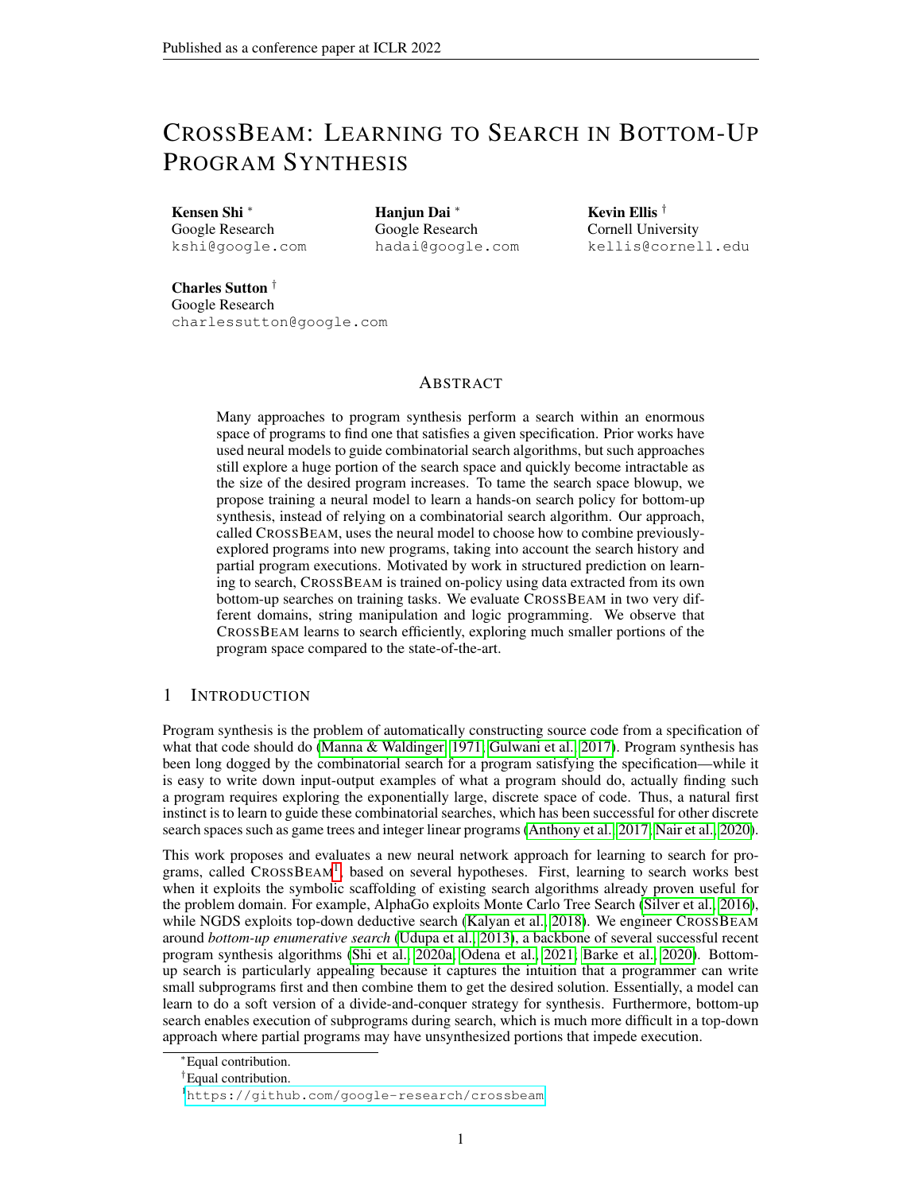# CROSSBEAM: LEARNING TO SEARCH IN BOTTOM-UP PROGRAM SYNTHESIS

**Kensen Shi** *
Google Research
kshi@google.com

**Hanjun Dai** *
Google Research
hadai@google.com

**Kevin Ellis** †
Cornell University
kellis@cornell.edu

**Charles Sutton** †
Google Research
charlessutton@google.com

## ABSTRACT

Many approaches to program synthesis perform a search within an enormous space of programs to find one that satisfies a given specification. Prior works have used neural models to guide combinatorial search algorithms, but such approaches still explore a huge portion of the search space and quickly become intractable as the size of the desired program increases. To tame the search space blowup, we propose training a neural model to learn a hands-on search policy for bottom-up synthesis, instead of relying on a combinatorial search algorithm. Our approach, called CROSSBEAM, uses the neural model to choose how to combine previously-explored programs into new programs, taking into account the search history and partial program executions. Motivated by work in structured prediction on learning to search, CROSSBEAM is trained on-policy using data extracted from its own bottom-up searches on training tasks. We evaluate CROSSBEAM in two very different domains, string manipulation and logic programming. We observe that CROSSBEAM learns to search efficiently, exploring much smaller portions of the program space compared to the state-of-the-art.

## 1 INTRODUCTION

Program synthesis is the problem of automatically constructing source code from a specification of what that code should do (Manna & Waldinger, 1971; Gulwani et al., 2017). Program synthesis has been long dogged by the combinatorial search for a program satisfying the specification—while it is easy to write down input-output examples of what a program should do, actually finding such a program requires exploring the exponentially large, discrete space of code. Thus, a natural first instinct is to learn to guide these combinatorial searches, which has been successful for other discrete search spaces such as game trees and integer linear programs (Anthony et al., 2017; Nair et al., 2020).

This work proposes and evaluates a new neural network approach for learning to search for programs, called CROSSBEAM[1], based on several hypotheses. First, learning to search works best when it exploits the symbolic scaffolding of existing search algorithms already proven useful for the problem domain. For example, AlphaGo exploits Monte Carlo Tree Search (Silver et al., 2016), while NGDS exploits top-down deductive search (Kalyan et al., 2018). We engineer CROSSBEAM around *bottom-up enumerative search* (Udupa et al., 2013), a backbone of several successful recent program synthesis algorithms (Shi et al., 2020a; Odena et al., 2021; Barke et al., 2020). Bottom-up search is particularly appealing because it captures the intuition that a programmer can write small subprograms first and then combine them to get the desired solution. Essentially, a model can learn to do a soft version of a divide-and-conquer strategy for synthesis. Furthermore, bottom-up search enables execution of subprograms during search, which is much more difficult in a top-down approach where partial programs may have unsynthesized portions that impede execution.

*Equal contribution.

†Equal contribution.

[1] https://github.com/google-research/crossbeam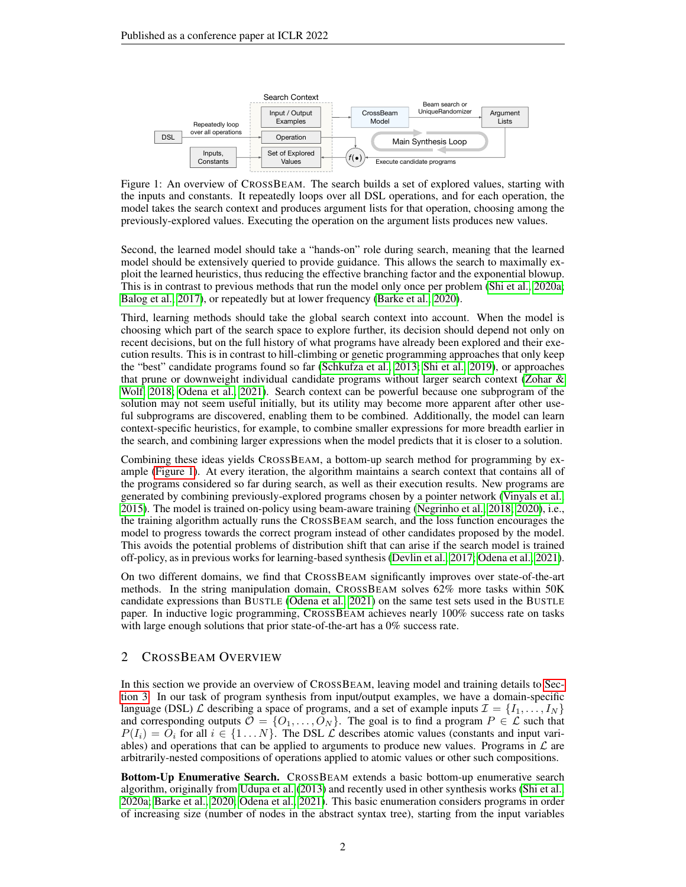Figure 1: An overview of CrossBeam. The search builds a set of explored values, starting with the inputs and constants. It repeatedly loops over all DSL operations, and for each operation, the model takes the search context and produces argument lists for that operation, choosing among the previously-explored values. Executing the operation on the argument lists produces new values.

Second, the learned model should take a "hands-on" role during search, meaning that the learned model should be extensively queried to provide guidance. This allows the search to maximally exploit the learned heuristics, thus reducing the effective branching factor and the exponential blowup. This is in contrast to previous methods that run the model only once per problem (Shi et al., 2020a; Balog et al., 2017), or repeatedly but at lower frequency (Barke et al., 2020).

Third, learning methods should take the global search context into account. When the model is choosing which part of the search space to explore further, its decision should depend not only on recent decisions, but on the full history of what programs have already been explored and their execution results. This is in contrast to hill-climbing or genetic programming approaches that only keep the "best" candidate programs found so far (Schkufza et al., 2013; Shi et al., 2019), or approaches that prune or downweight individual candidate programs without larger search context (Zohar & Wolf, 2018; Odena et al., 2021). Search context can be powerful because one subprogram of the solution may not seem useful initially, but its utility may become more apparent after other useful subprograms are discovered, enabling them to be combined. Additionally, the model can learn context-specific heuristics, for example, to combine smaller expressions for more breadth earlier in the search, and combining larger expressions when the model predicts that it is closer to a solution.

Combining these ideas yields CrossBeam, a bottom-up search method for programming by example (Figure 1). At every iteration, the algorithm maintains a search context that contains all of the programs considered so far during search, as well as their execution results. New programs are generated by combining previously-explored programs chosen by a pointer network (Vinyals et al., 2015). The model is trained on-policy using beam-aware training (Negrinho et al., 2018; 2020), i.e., the training algorithm actually runs the CrossBeam search, and the loss function encourages the model to progress towards the correct program instead of other candidates proposed by the model. This avoids the potential problems of distribution shift that can arise if the search model is trained off-policy, as in previous works for learning-based synthesis (Devlin et al., 2017; Odena et al., 2021).

On two different domains, we find that CrossBeam significantly improves over state-of-the-art methods. In the string manipulation domain, CrossBeam solves 62% more tasks within 50K candidate expressions than Bustle (Odena et al., 2021) on the same test sets used in the Bustle paper. In inductive logic programming, CrossBeam achieves nearly 100% success rate on tasks with large enough solutions that prior state-of-the-art has a 0% success rate.

## 2 CrossBeam Overview

In this section we provide an overview of CrossBeam, leaving model and training details to Section 3. In our task of program synthesis from input/output examples, we have a domain-specific language (DSL) $\mathcal{L}$ describing a space of programs, and a set of example inputs $\mathcal{I} = \{I_1, \ldots, I_N\}$ and corresponding outputs $\mathcal{O} = \{O_1, \ldots, O_N\}$. The goal is to find a program $P \in \mathcal{L}$ such that $P(I_i) = O_i$ for all $i \in \{1 \ldots N\}$. The DSL $\mathcal{L}$ describes atomic values (constants and input variables) and operations that can be applied to arguments to produce new values. Programs in $\mathcal{L}$ are arbitrarily-nested compositions of operations applied to atomic values or other such compositions.

**Bottom-Up Enumerative Search.** CrossBeam extends a basic bottom-up enumerative search algorithm, originally from Udupa et al. (2013) and recently used in other synthesis works (Shi et al., 2020a; Barke et al., 2020; Odena et al., 2021). This basic enumeration considers programs in order of increasing size (number of nodes in the abstract syntax tree), starting from the input variables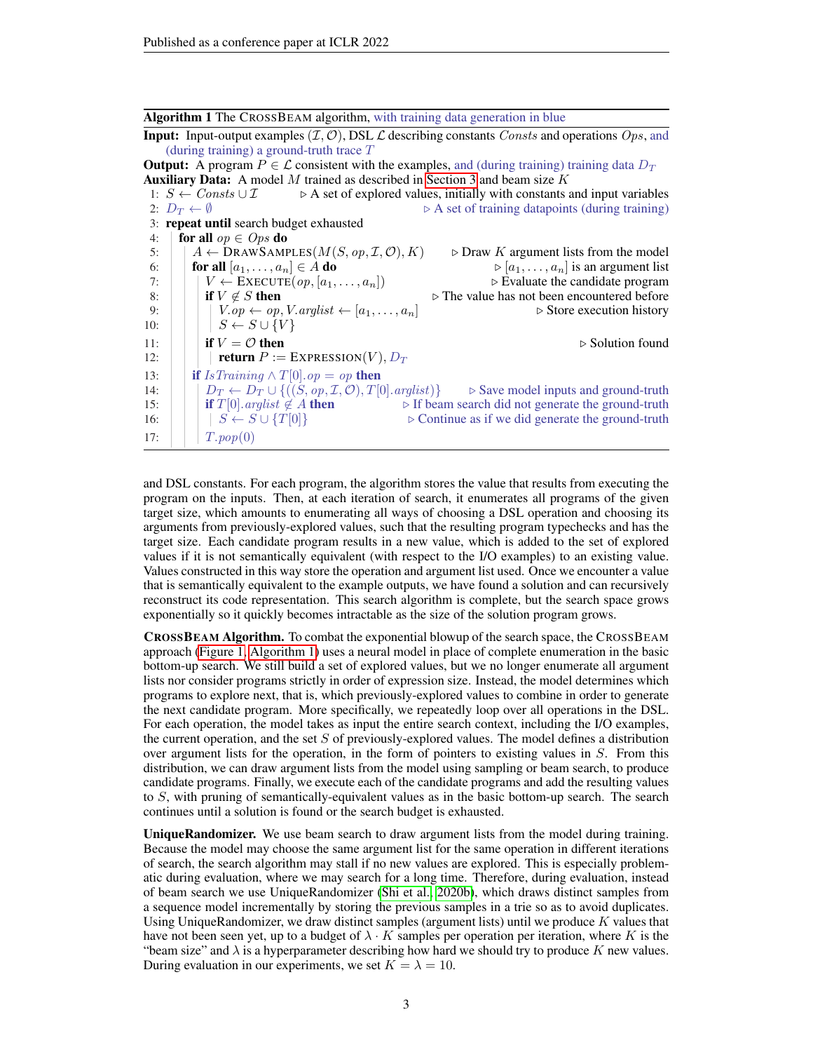**Algorithm 1** The CrossBeam algorithm, with training data generation in blue

**Input:** Input-output examples $(\mathcal{I}, \mathcal{O})$, DSL $\mathcal{L}$ describing constants $Consts$ and operations $Ops$, and (during training) a ground-truth trace $T$

**Output:** A program $P \in \mathcal{L}$ consistent with the examples, and (during training) training data $D_T$

**Auxiliary Data:** A model $M$ trained as described in Section 3 and beam size $K$

```
 1: S ← Consts ∪ I                        ▷ A set of explored values, initially with constants and input variables
 2: D_T ← ∅                                ▷ A set of training datapoints (during training)
 3: repeat until search budget exhausted
 4:   for all op ∈ Ops do
 5:     A ← DrawSamples(M(S, op, I, O), K)          ▷ Draw K argument lists from the model
 6:     for all [a_1, ..., a_n] ∈ A do                ▷ [a_1, ..., a_n] is an argument list
 7:       V ← Execute(op, [a_1, ..., a_n])            ▷ Evaluate the candidate program
 8:       if V ∉ S then                               ▷ The value has not been encountered before
 9:         V.op ← op, V.arglist ← [a_1, ..., a_n]   ▷ Store execution history
10:         S ← S ∪ {V}
11:       if V = O then                               ▷ Solution found
12:         return P := Expression(V), D_T
13:     if IsTraining ∧ T[0].op = op then
14:       D_T ← D_T ∪ {((S, op, I, O), T[0].arglist)}   ▷ Save model inputs and ground-truth
15:       if T[0].arglist ∉ A then                     ▷ If beam search did not generate the ground-truth
16:         S ← S ∪ {T[0]}                            ▷ Continue as if we did generate the ground-truth
17:       T.pop(0)
```

and DSL constants. For each program, the algorithm stores the value that results from executing the program on the inputs. Then, at each iteration of search, it enumerates all programs of the given target size, which amounts to enumerating all ways of choosing a DSL operation and choosing its arguments from previously-explored values, such that the resulting program typechecks and has the target size. Each candidate program results in a new value, which is added to the set of explored values if it is not semantically equivalent (with respect to the I/O examples) to an existing value. Values constructed in this way store the operation and argument list used. Once we encounter a value that is semantically equivalent to the example outputs, we have found a solution and can recursively reconstruct its code representation. This search algorithm is complete, but the search space grows exponentially so it quickly becomes intractable as the size of the solution program grows.

**CrossBeam Algorithm.** To combat the exponential blowup of the search space, the CrossBeam approach (Figure 1, Algorithm 1) uses a neural model in place of complete enumeration in the basic bottom-up search. We still build a set of explored values, but we no longer enumerate all argument lists nor consider programs strictly in order of expression size. Instead, the model determines which programs to explore next, that is, which previously-explored values to combine in order to generate the next candidate program. More specifically, we repeatedly loop over all operations in the DSL. For each operation, the model takes as input the entire search context, including the I/O examples, the current operation, and the set $S$ of previously-explored values. The model defines a distribution over argument lists for the operation, in the form of pointers to existing values in $S$. From this distribution, we can draw argument lists from the model using sampling or beam search, to produce candidate programs. Finally, we execute each of the candidate programs and add the resulting values to $S$, with pruning of semantically-equivalent values as in the basic bottom-up search. The search continues until a solution is found or the search budget is exhausted.

**UniqueRandomizer.** We use beam search to draw argument lists from the model during training. Because the model may choose the same argument list for the same operation in different iterations of search, the search algorithm may stall if no new values are explored. This is especially problematic during evaluation, where we may search for a long time. Therefore, during evaluation, instead of beam search we use UniqueRandomizer (Shi et al., 2020b), which draws distinct samples from a sequence model incrementally by storing the previous samples in a trie so as to avoid duplicates. Using UniqueRandomizer, we draw distinct samples (argument lists) until we produce $K$ values that have not been seen yet, up to a budget of $\lambda \cdot K$ samples per operation per iteration, where $K$ is the "beam size" and $\lambda$ is a hyperparameter describing how hard we should try to produce $K$ new values. During evaluation in our experiments, we set $K = \lambda = 10$.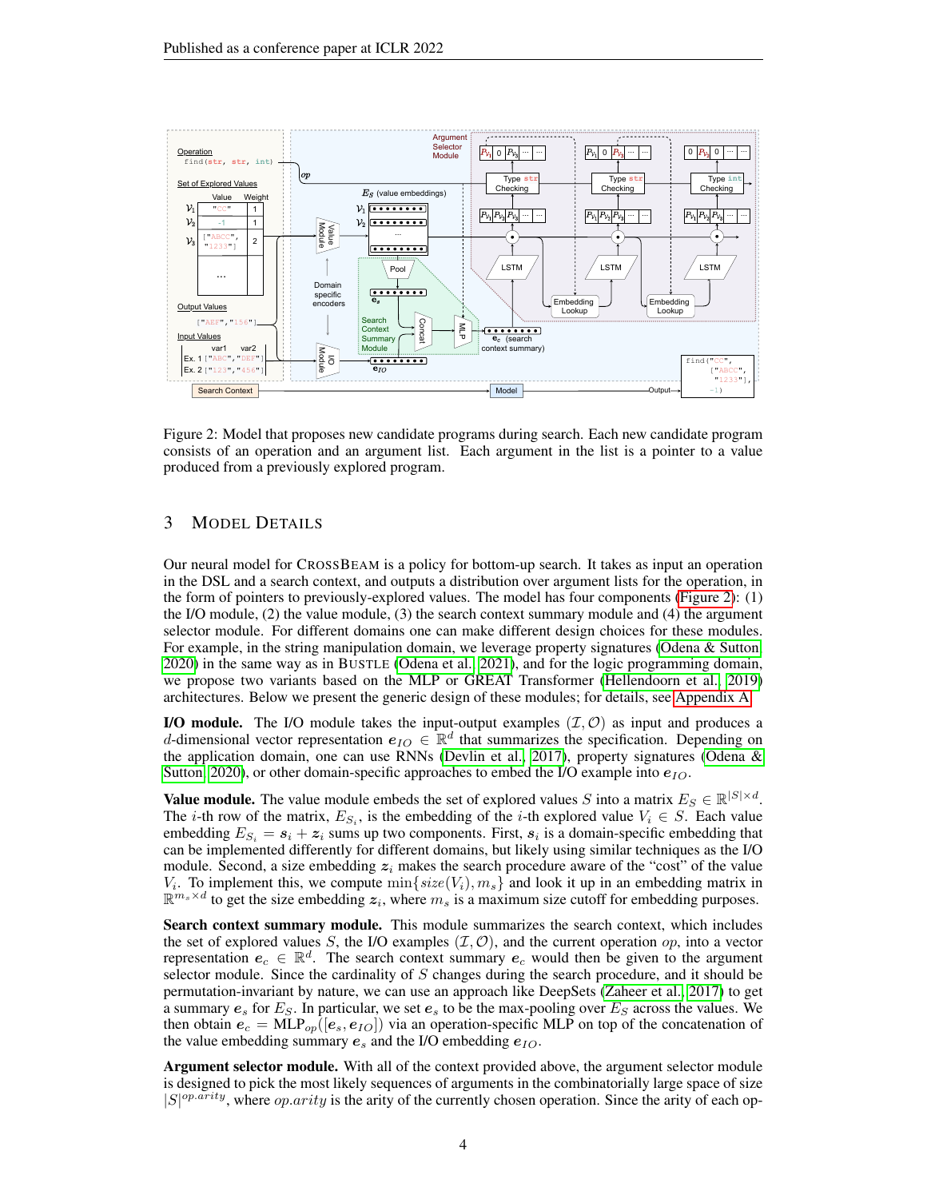Figure 2: Model that proposes new candidate programs during search. Each new candidate program consists of an operation and an argument list. Each argument in the list is a pointer to a value produced from a previously explored program.

## 3 Model Details

Our neural model for CrossBeam is a policy for bottom-up search. It takes as input an operation in the DSL and a search context, and outputs a distribution over argument lists for the operation, in the form of pointers to previously-explored values. The model has four components (Figure 2): (1) the I/O module, (2) the value module, (3) the search context summary module and (4) the argument selector module. For different domains one can make different design choices for these modules. For example, in the string manipulation domain, we leverage property signatures (Odena & Sutton 2020) in the same way as in Bustle (Odena et al., 2021), and for the logic programming domain, we propose two variants based on the MLP or GREAT Transformer (Hellendoorn et al., 2019) architectures. Below we present the generic design of these modules; for details, see Appendix A.

**I/O module.** The I/O module takes the input-output examples $(\mathcal{I}, \mathcal{O})$ as input and produces a $d$-dimensional vector representation $\boldsymbol{e}_{IO} \in \mathbb{R}^d$ that summarizes the specification. Depending on the application domain, one can use RNNs (Devlin et al., 2017), property signatures (Odena & Sutton, 2020), or other domain-specific approaches to embed the I/O example into $\boldsymbol{e}_{IO}$.

**Value module.** The value module embeds the set of explored values $S$ into a matrix $E_S \in \mathbb{R}^{|S| \times d}$. The $i$-th row of the matrix, $E_{S_i}$, is the embedding of the $i$-th explored value $V_i \in S$. Each value embedding $E_{S_i} = \boldsymbol{s}_i + \boldsymbol{z}_i$ sums up two components. First, $\boldsymbol{s}_i$ is a domain-specific embedding that can be implemented differently for different domains, but likely using similar techniques as the I/O module. Second, a size embedding $\boldsymbol{z}_i$ makes the search procedure aware of the "cost" of the value $V_i$. To implement this, we compute $\min\{size(V_i), m_s\}$ and look it up in an embedding matrix in $\mathbb{R}^{m_s \times d}$ to get the size embedding $\boldsymbol{z}_i$, where $m_s$ is a maximum size cutoff for embedding purposes.

**Search context summary module.** This module summarizes the search context, which includes the set of explored values $S$, the I/O examples $(\mathcal{I}, \mathcal{O})$, and the current operation $op$, into a vector representation $\boldsymbol{e}_c \in \mathbb{R}^d$. The search context summary $\boldsymbol{e}_c$ would then be given to the argument selector module. Since the cardinality of $S$ changes during the search procedure, and it should be permutation-invariant by nature, we can use an approach like DeepSets (Zaheer et al., 2017) to get a summary $\boldsymbol{e}_s$ for $E_S$. In particular, we set $\boldsymbol{e}_s$ to be the max-pooling over $E_S$ across the values. We then obtain $\boldsymbol{e}_c = \text{MLP}_{op}([\boldsymbol{e}_s, \boldsymbol{e}_{IO}])$ via an operation-specific MLP on top of the concatenation of the value embedding summary $\boldsymbol{e}_s$ and the I/O embedding $\boldsymbol{e}_{IO}$.

**Argument selector module.** With all of the context provided above, the argument selector module is designed to pick the most likely sequences of arguments in the combinatorially large space of size $|S|^{op.arity}$, where $op.arity$ is the arity of the currently chosen operation. Since the arity of each op-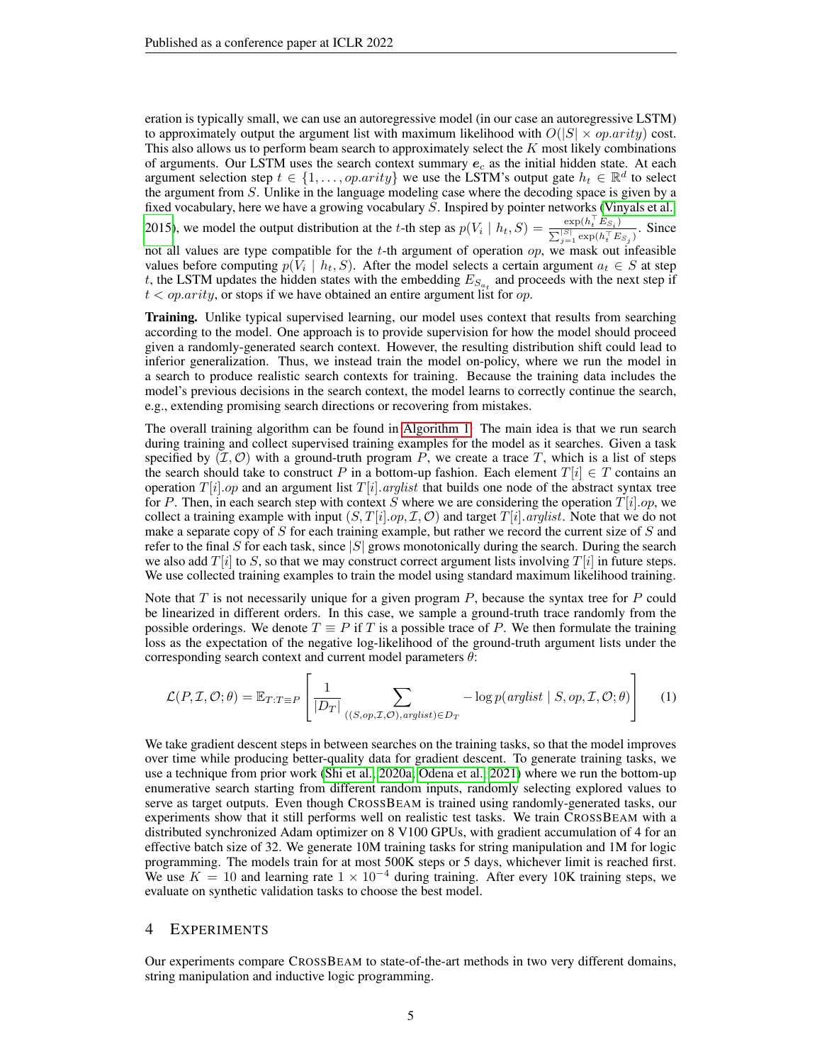eration is typically small, we can use an autoregressive model (in our case an autoregressive LSTM) to approximately output the argument list with maximum likelihood with $O(|S| \times op.arity)$ cost. This also allows us to perform beam search to approximately select the $K$ most likely combinations of arguments. Our LSTM uses the search context summary $\boldsymbol{e}_c$ as the initial hidden state. At each argument selection step $t \in \{1, \ldots, op.arity\}$ we use the LSTM's output gate $h_t \in \mathbb{R}^d$ to select the argument from $S$. Unlike in the language modeling case where the decoding space is given by a fixed vocabulary, here we have a growing vocabulary $S$. Inspired by pointer networks (Vinyals et al., 2015), we model the output distribution at the $t$-th step as $p(V_i \mid h_t, S) = \frac{\exp(h_t^\top E_{S_i})}{\sum_{j=1}^{|S|} \exp(h_t^\top E_{S_j})}$. Since not all values are type compatible for the $t$-th argument of operation $op$, we mask out infeasible values before computing $p(V_i \mid h_t, S)$. After the model selects a certain argument $a_t \in S$ at step $t$, the LSTM updates the hidden states with the embedding $E_{S_{a_t}}$ and proceeds with the next step if $t < op.arity$, or stops if we have obtained an entire argument list for $op$.

**Training.** Unlike typical supervised learning, our model uses context that results from searching according to the model. One approach is to provide supervision for how the model should proceed given a randomly-generated search context. However, the resulting distribution shift could lead to inferior generalization. Thus, we instead train the model on-policy, where we run the model in a search to produce realistic search contexts for training. Because the training data includes the model's previous decisions in the search context, the model learns to correctly continue the search, e.g., extending promising search directions or recovering from mistakes.

The overall training algorithm can be found in Algorithm 1. The main idea is that we run search during training and collect supervised training examples for the model as it searches. Given a task specified by $(\mathcal{I}, \mathcal{O})$ with a ground-truth program $P$, we create a trace $T$, which is a list of steps the search should take to construct $P$ in a bottom-up fashion. Each element $T[i] \in T$ contains an operation $T[i].op$ and an argument list $T[i].arglist$ that builds one node of the abstract syntax tree for $P$. Then, in each search step with context $S$ where we are considering the operation $T[i].op$, we collect a training example with input $(S, T[i].op, \mathcal{I}, \mathcal{O})$ and target $T[i].arglist$. Note that we do not make a separate copy of $S$ for each training example, but rather we record the current size of $S$ and refer to the final $S$ for each task, since $|S|$ grows monotonically during the search. During the search we also add $T[i]$ to $S$, so that we may construct correct argument lists involving $T[i]$ in future steps. We use collected training examples to train the model using standard maximum likelihood training.

Note that $T$ is not necessarily unique for a given program $P$, because the syntax tree for $P$ could be linearized in different orders. In this case, we sample a ground-truth trace randomly from the possible orderings. We denote $T \equiv P$ if $T$ is a possible trace of $P$. We then formulate the training loss as the expectation of the negative log-likelihood of the ground-truth argument lists under the corresponding search context and current model parameters $\theta$:

$$\mathcal{L}(P, \mathcal{I}, \mathcal{O}; \theta) = \mathbb{E}_{T:T\equiv P}\left[\frac{1}{|D_T|}\sum_{((S,op,\mathcal{I},\mathcal{O}),arglist)\in D_T} -\log p(arglist \mid S, op, \mathcal{I}, \mathcal{O}; \theta)\right] \tag{1}$$

We take gradient descent steps in between searches on the training tasks, so that the model improves over time while producing better-quality data for gradient descent. To generate training tasks, we use a technique from prior work (Shi et al., 2020a; Odena et al., 2021) where we run the bottom-up enumerative search starting from different random inputs, randomly selecting explored values to serve as target outputs. Even though CROSSBEAM is trained using randomly-generated tasks, our experiments show that it still performs well on realistic test tasks. We train CROSSBEAM with a distributed synchronized Adam optimizer on 8 V100 GPUs, with gradient accumulation of 4 for an effective batch size of 32. We generate 10M training tasks for string manipulation and 1M for logic programming. The models train for at most 500K steps or 5 days, whichever limit is reached first. We use $K = 10$ and learning rate $1 \times 10^{-4}$ during training. After every 10K training steps, we evaluate on synthetic validation tasks to choose the best model.

# 4 EXPERIMENTS

Our experiments compare CROSSBEAM to state-of-the-art methods in two very different domains, string manipulation and inductive logic programming.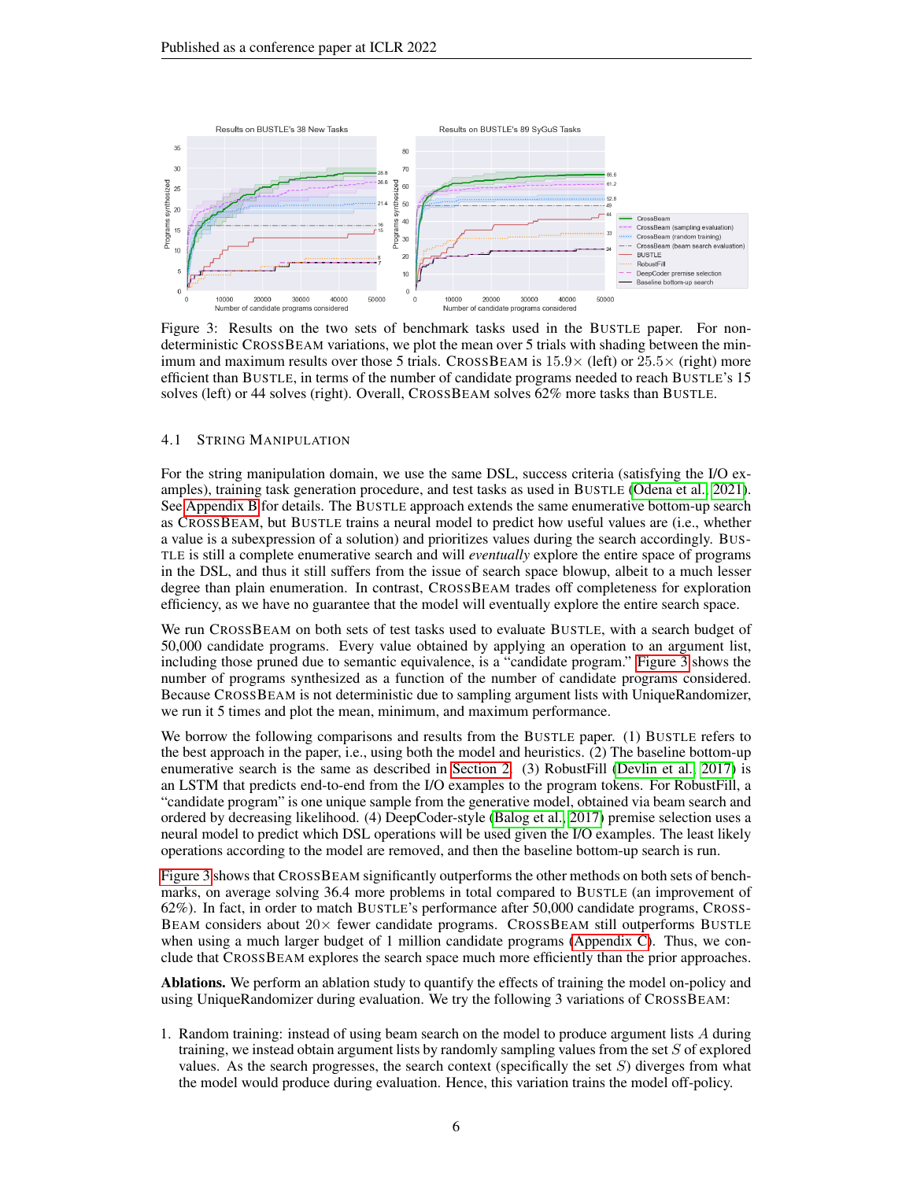Figure 3: Results on the two sets of benchmark tasks used in the BUSTLE paper. For non-deterministic CROSSBEAM variations, we plot the mean over 5 trials with shading between the minimum and maximum results over those 5 trials. CROSSBEAM is $15.9\times$ (left) or $25.5\times$ (right) more efficient than BUSTLE, in terms of the number of candidate programs needed to reach BUSTLE's 15 solves (left) or 44 solves (right). Overall, CROSSBEAM solves 62% more tasks than BUSTLE.

### 4.1 STRING MANIPULATION

For the string manipulation domain, we use the same DSL, success criteria (satisfying the I/O examples), training task generation procedure, and test tasks as used in BUSTLE (Odena et al., 2021). See Appendix B for details. The BUSTLE approach extends the same enumerative bottom-up search as CROSSBEAM, but BUSTLE trains a neural model to predict how useful values are (i.e., whether a value is a subexpression of a solution) and prioritizes values during the search accordingly. BUSTLE is still a complete enumerative search and will *eventually* explore the entire space of programs in the DSL, and thus it still suffers from the issue of search space blowup, albeit to a much lesser degree than plain enumeration. In contrast, CROSSBEAM trades off completeness for exploration efficiency, as we have no guarantee that the model will eventually explore the entire search space.

We run CROSSBEAM on both sets of test tasks used to evaluate BUSTLE, with a search budget of 50,000 candidate programs. Every value obtained by applying an operation to an argument list, including those pruned due to semantic equivalence, is a "candidate program." Figure 3 shows the number of programs synthesized as a function of the number of candidate programs considered. Because CROSSBEAM is not deterministic due to sampling argument lists with UniqueRandomizer, we run it 5 times and plot the mean, minimum, and maximum performance.

We borrow the following comparisons and results from the BUSTLE paper. (1) BUSTLE refers to the best approach in the paper, i.e., using both the model and heuristics. (2) The baseline bottom-up enumerative search is the same as described in Section 2. (3) RobustFill (Devlin et al., 2017) is an LSTM that predicts end-to-end from the I/O examples to the program tokens. For RobustFill, a "candidate program" is one unique sample from the generative model, obtained via beam search and ordered by decreasing likelihood. (4) DeepCoder-style (Balog et al., 2017) premise selection uses a neural model to predict which DSL operations will be used given the I/O examples. The least likely operations according to the model are removed, and then the baseline bottom-up search is run.

Figure 3 shows that CROSSBEAM significantly outperforms the other methods on both sets of benchmarks, on average solving 36.4 more problems in total compared to BUSTLE (an improvement of 62%). In fact, in order to match BUSTLE's performance after 50,000 candidate programs, CROSSBEAM considers about $20\times$ fewer candidate programs. CROSSBEAM still outperforms BUSTLE when using a much larger budget of 1 million candidate programs (Appendix C). Thus, we conclude that CROSSBEAM explores the search space much more efficiently than the prior approaches.

**Ablations.** We perform an ablation study to quantify the effects of training the model on-policy and using UniqueRandomizer during evaluation. We try the following 3 variations of CROSSBEAM:

1. Random training: instead of using beam search on the model to produce argument lists $A$ during training, we instead obtain argument lists by randomly sampling values from the set $S$ of explored values. As the search progresses, the search context (specifically the set $S$) diverges from what the model would produce during evaluation. Hence, this variation trains the model off-policy.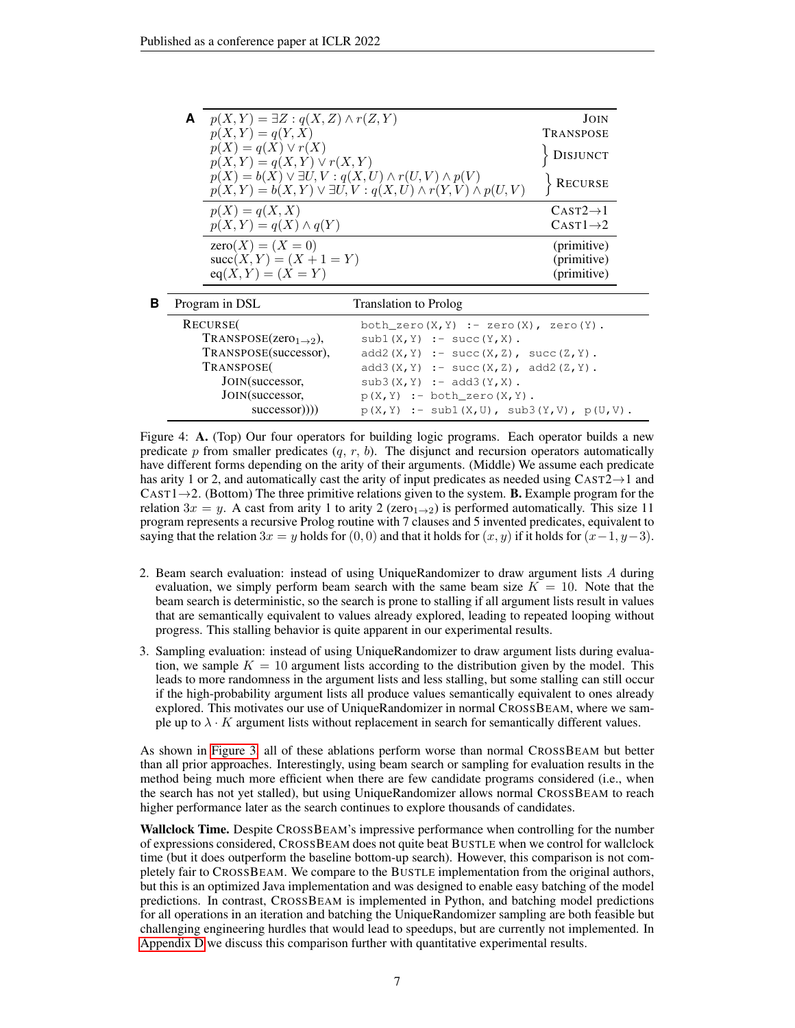**A**

| | |
|---|---|
| $p(X, Y) = \exists Z : q(X, Z) \wedge r(Z, Y)$ | JOIN |
| $p(X, Y) = q(Y, X)$ | TRANSPOSE |
| $p(X) = q(X) \vee r(X)$ <br> $p(X, Y) = q(X, Y) \vee r(X, Y)$ | DISJUNCT |
| $p(X) = b(X) \vee \exists U, V : q(X, U) \wedge r(U, V) \wedge p(V)$ <br> $p(X, Y) = b(X, Y) \vee \exists U, V : q(X, U) \wedge r(Y, V) \wedge p(U, V)$ | RECURSE |
| $p(X) = q(X, X)$ | CAST2→1 |
| $p(X, Y) = q(X) \wedge q(Y)$ | CAST1→2 |
| $\text{zero}(X) = (X = 0)$ | (primitive) |
| $\text{succ}(X, Y) = (X + 1 = Y)$ | (primitive) |
| $\text{eq}(X, Y) = (X = Y)$ | (primitive) |

**B**

| Program in DSL | Translation to Prolog |
|---|---|
| RECURSE(<br>TRANSPOSE($\text{zero}_{1\to2}$),<br>TRANSPOSE(successor),<br>TRANSPOSE(<br>JOIN(successor,<br>JOIN(successor,<br>successor)))) | `both_zero(X,Y) :- zero(X), zero(Y).`<br>`sub1(X,Y) :- succ(Y,X).`<br>`add2(X,Y) :- succ(X,Z), succ(Z,Y).`<br>`add3(X,Y) :- succ(X,Z), add2(Z,Y).`<br>`sub3(X,Y) :- add3(Y,X).`<br>`p(X,Y) :- both_zero(X,Y).`<br>`p(X,Y) :- sub1(X,U), sub3(Y,V), p(U,V).` |

Figure 4: **A.** (Top) Our four operators for building logic programs. Each operator builds a new predicate $p$ from smaller predicates ($q$, $r$, $b$). The disjunct and recursion operators automatically have different forms depending on the arity of their arguments. (Middle) We assume each predicate has arity 1 or 2, and automatically cast the arity of input predicates as needed using CAST2→1 and CAST1→2. (Bottom) The three primitive relations given to the system. **B.** Example program for the relation $3x = y$. A cast from arity 1 to arity 2 ($\text{zero}_{1\to2}$) is performed automatically. This size 11 program represents a recursive Prolog routine with 7 clauses and 5 invented predicates, equivalent to saying that the relation $3x = y$ holds for $(0, 0)$ and that it holds for $(x, y)$ if it holds for $(x-1, y-3)$.

2. Beam search evaluation: instead of using UniqueRandomizer to draw argument lists $A$ during evaluation, we simply perform beam search with the same beam size $K = 10$. Note that the beam search is deterministic, so the search is prone to stalling if all argument lists result in values that are semantically equivalent to values already explored, leading to repeated looping without progress. This stalling behavior is quite apparent in our experimental results.
3. Sampling evaluation: instead of using UniqueRandomizer to draw argument lists during evaluation, we sample $K = 10$ argument lists according to the distribution given by the model. This leads to more randomness in the argument lists and less stalling, but some stalling can still occur if the high-probability argument lists all produce values semantically equivalent to ones already explored. This motivates our use of UniqueRandomizer in normal CROSSBEAM, where we sample up to $\lambda \cdot K$ argument lists without replacement in search for semantically different values.

As shown in Figure 3, all of these ablations perform worse than normal CROSSBEAM but better than all prior approaches. Interestingly, using beam search or sampling for evaluation results in the method being much more efficient when there are few candidate programs considered (i.e., when the search has not yet stalled), but using UniqueRandomizer allows normal CROSSBEAM to reach higher performance later as the search continues to explore thousands of candidates.

**Wallclock Time.** Despite CROSSBEAM's impressive performance when controlling for the number of expressions considered, CROSSBEAM does not quite beat BUSTLE when we control for wallclock time (but it does outperform the baseline bottom-up search). However, this comparison is not completely fair to CROSSBEAM. We compare to the BUSTLE implementation from the original authors, but this is an optimized Java implementation and was designed to enable easy batching of the model predictions. In contrast, CROSSBEAM is implemented in Python, and batching model predictions for all operations in an iteration and batching the UniqueRandomizer sampling are both feasible but challenging engineering hurdles that would lead to speedups, but are currently not implemented. In Appendix D we discuss this comparison further with quantitative experimental results.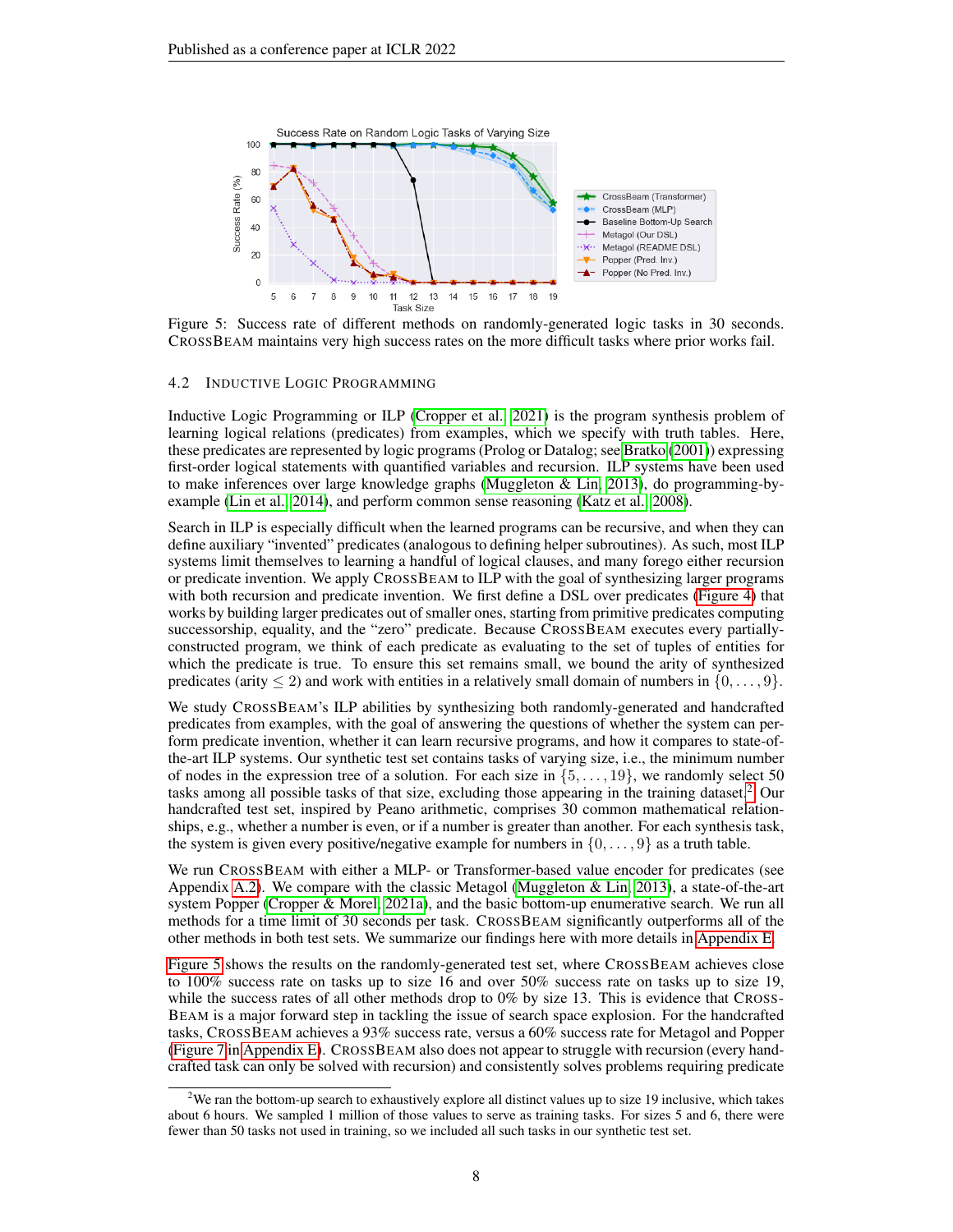Figure 5: Success rate of different methods on randomly-generated logic tasks in 30 seconds. CrossBeam maintains very high success rates on the more difficult tasks where prior works fail.

### 4.2 Inductive Logic Programming

Inductive Logic Programming or ILP (Cropper et al., 2021) is the program synthesis problem of learning logical relations (predicates) from examples, which we specify with truth tables. Here, these predicates are represented by logic programs (Prolog or Datalog; see Bratko (2001)) expressing first-order logical statements with quantified variables and recursion. ILP systems have been used to make inferences over large knowledge graphs (Muggleton & Lin, 2013), do programming-by-example (Lin et al., 2014), and perform common sense reasoning (Katz et al., 2008).

Search in ILP is especially difficult when the learned programs can be recursive, and when they can define auxiliary "invented" predicates (analogous to defining helper subroutines). As such, most ILP systems limit themselves to learning a handful of logical clauses, and many forego either recursion or predicate invention. We apply CrossBeam to ILP with the goal of synthesizing larger programs with both recursion and predicate invention. We first define a DSL over predicates (Figure 4) that works by building larger predicates out of smaller ones, starting from primitive predicates computing successorship, equality, and the "zero" predicate. Because CrossBeam executes every partially-constructed program, we think of each predicate as evaluating to the set of tuples of entities for which the predicate is true. To ensure this set remains small, we bound the arity of synthesized predicates (arity $\leq 2$) and work with entities in a relatively small domain of numbers in $\{0, \ldots, 9\}$.

We study CrossBeam's ILP abilities by synthesizing both randomly-generated and handcrafted predicates from examples, with the goal of answering the questions of whether the system can perform predicate invention, whether it can learn recursive programs, and how it compares to state-of-the-art ILP systems. Our synthetic test set contains tasks of varying size, i.e., the minimum number of nodes in the expression tree of a solution. For each size in $\{5, \ldots, 19\}$, we randomly select 50 tasks among all possible tasks of that size, excluding those appearing in the training dataset.[2] Our handcrafted test set, inspired by Peano arithmetic, comprises 30 common mathematical relationships, e.g., whether a number is even, or if a number is greater than another. For each synthesis task, the system is given every positive/negative example for numbers in $\{0, \ldots, 9\}$ as a truth table.

We run CrossBeam with either a MLP- or Transformer-based value encoder for predicates (see Appendix A.2). We compare with the classic Metagol (Muggleton & Lin, 2013), a state-of-the-art system Popper (Cropper & Morel, 2021a), and the basic bottom-up enumerative search. We run all methods for a time limit of 30 seconds per task. CrossBeam significantly outperforms all of the other methods in both test sets. We summarize our findings here with more details in Appendix E.

Figure 5 shows the results on the randomly-generated test set, where CrossBeam achieves close to 100% success rate on tasks up to size 16 and over 50% success rate on tasks up to size 19, while the success rates of all other methods drop to 0% by size 13. This is evidence that CrossBeam is a major forward step in tackling the issue of search space explosion. For the handcrafted tasks, CrossBeam achieves a 93% success rate, versus a 60% success rate for Metagol and Popper (Figure 7 in Appendix E). CrossBeam also does not appear to struggle with recursion (every handcrafted task can only be solved with recursion) and consistently solves problems requiring predicate

[2] We ran the bottom-up search to exhaustively explore all distinct values up to size 19 inclusive, which takes about 6 hours. We sampled 1 million of those values to serve as training tasks. For sizes 5 and 6, there were fewer than 50 tasks not used in training, so we included all such tasks in our synthetic test set.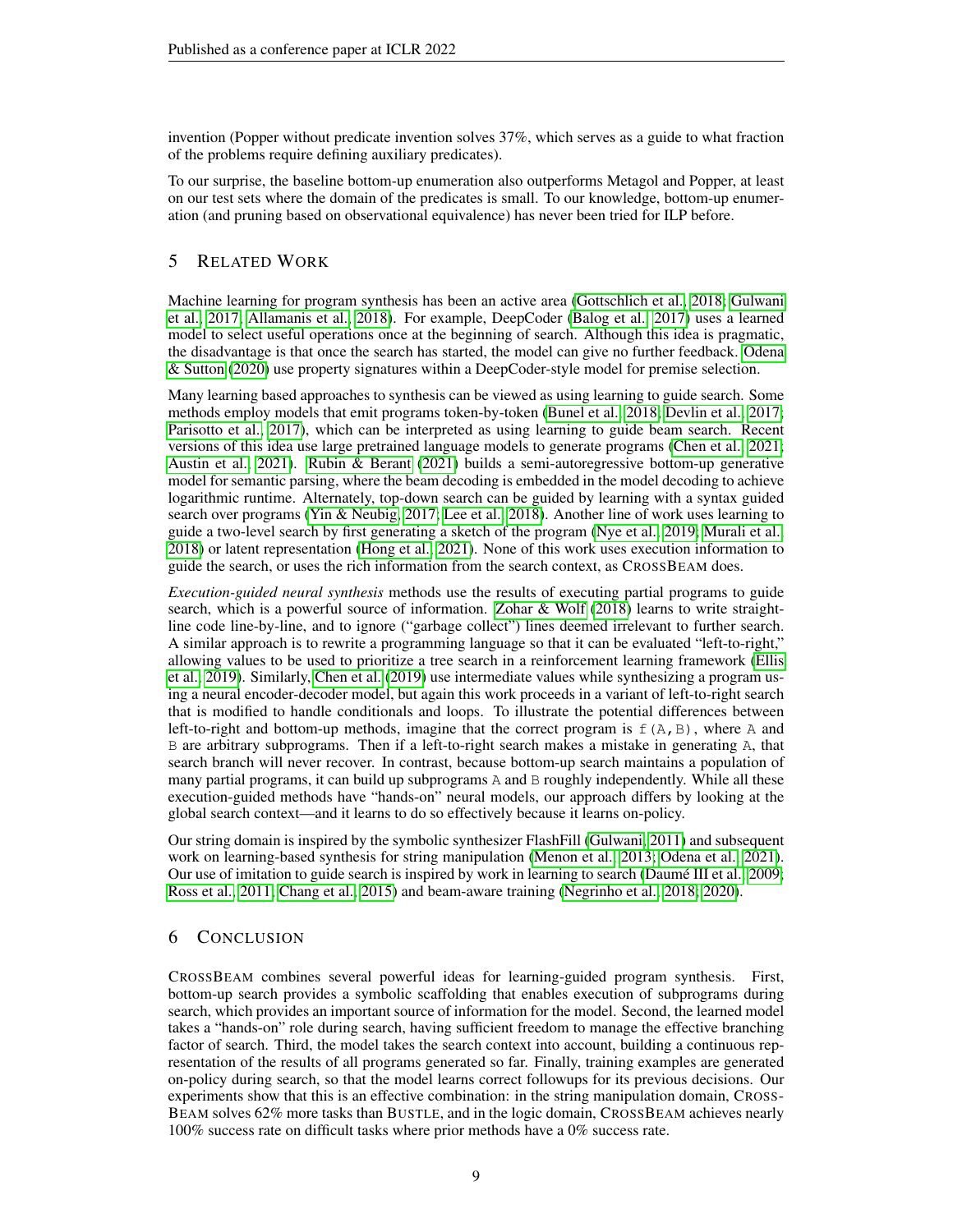invention (Popper without predicate invention solves 37%, which serves as a guide to what fraction of the problems require defining auxiliary predicates).

To our surprise, the baseline bottom-up enumeration also outperforms Metagol and Popper, at least on our test sets where the domain of the predicates is small. To our knowledge, bottom-up enumeration (and pruning based on observational equivalence) has never been tried for ILP before.

## 5 Related Work

Machine learning for program synthesis has been an active area (Gottschlich et al., 2018; Gulwani et al., 2017; Allamanis et al., 2018). For example, DeepCoder (Balog et al., 2017) uses a learned model to select useful operations once at the beginning of search. Although this idea is pragmatic, the disadvantage is that once the search has started, the model can give no further feedback. Odena & Sutton (2020) use property signatures within a DeepCoder-style model for premise selection.

Many learning based approaches to synthesis can be viewed as using learning to guide search. Some methods employ models that emit programs token-by-token (Bunel et al., 2018; Devlin et al., 2017; Parisotto et al., 2017), which can be interpreted as using learning to guide beam search. Recent versions of this idea use large pretrained language models to generate programs (Chen et al., 2021; Austin et al., 2021). Rubin & Berant (2021) builds a semi-autoregressive bottom-up generative model for semantic parsing, where the beam decoding is embedded in the model decoding to achieve logarithmic runtime. Alternately, top-down search can be guided by learning with a syntax guided search over programs (Yin & Neubig, 2017; Lee et al., 2018). Another line of work uses learning to guide a two-level search by first generating a sketch of the program (Nye et al., 2019; Murali et al., 2018) or latent representation (Hong et al., 2021). None of this work uses execution information to guide the search, or uses the rich information from the search context, as CrossBeam does.

*Execution-guided neural synthesis* methods use the results of executing partial programs to guide search, which is a powerful source of information. Zohar & Wolf (2018) learns to write straight-line code line-by-line, and to ignore ("garbage collect") lines deemed irrelevant to further search. A similar approach is to rewrite a programming language so that it can be evaluated "left-to-right," allowing values to be used to prioritize a tree search in a reinforcement learning framework (Ellis et al., 2019). Similarly, Chen et al. (2019) use intermediate values while synthesizing a program using a neural encoder-decoder model, but again this work proceeds in a variant of left-to-right search that is modified to handle conditionals and loops. To illustrate the potential differences between left-to-right and bottom-up methods, imagine that the correct program is `f(A,B)`, where `A` and `B` are arbitrary subprograms. Then if a left-to-right search makes a mistake in generating `A`, that search branch will never recover. In contrast, because bottom-up search maintains a population of many partial programs, it can build up subprograms `A` and `B` roughly independently. While all these execution-guided methods have "hands-on" neural models, our approach differs by looking at the global search context—and it learns to do so effectively because it learns on-policy.

Our string domain is inspired by the symbolic synthesizer FlashFill (Gulwani, 2011) and subsequent work on learning-based synthesis for string manipulation (Menon et al., 2013; Odena et al., 2021). Our use of imitation to guide search is inspired by work in learning to search (Daumé III et al., 2009; Ross et al., 2011; Chang et al., 2015) and beam-aware training (Negrinho et al., 2018; 2020).

## 6 Conclusion

CrossBeam combines several powerful ideas for learning-guided program synthesis. First, bottom-up search provides a symbolic scaffolding that enables execution of subprograms during search, which provides an important source of information for the model. Second, the learned model takes a "hands-on" role during search, having sufficient freedom to manage the effective branching factor of search. Third, the model takes the search context into account, building a continuous representation of the results of all programs generated so far. Finally, training examples are generated on-policy during search, so that the model learns correct followups for its previous decisions. Our experiments show that this is an effective combination: in the string manipulation domain, CrossBeam solves 62% more tasks than Bustle, and in the logic domain, CrossBeam achieves nearly 100% success rate on difficult tasks where prior methods have a 0% success rate.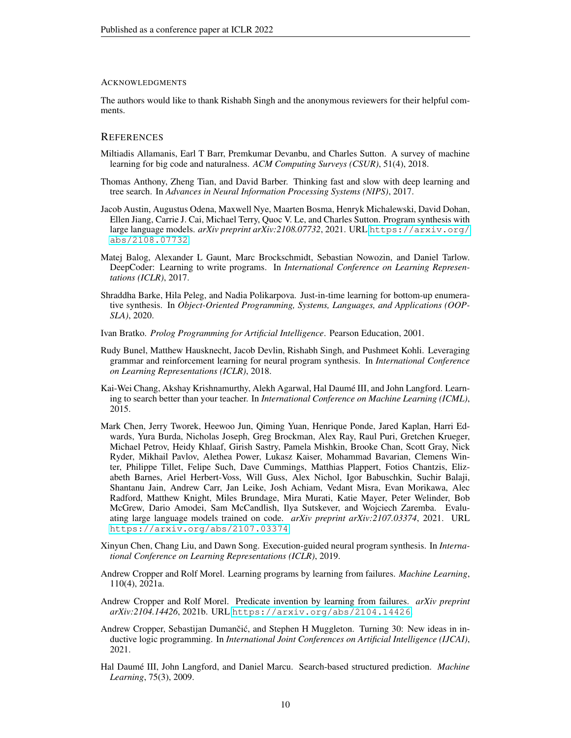#### Acknowledgments

The authors would like to thank Rishabh Singh and the anonymous reviewers for their helpful comments.

## References

Miltiadis Allamanis, Earl T Barr, Premkumar Devanbu, and Charles Sutton. A survey of machine learning for big code and naturalness. *ACM Computing Surveys (CSUR)*, 51(4), 2018.

Thomas Anthony, Zheng Tian, and David Barber. Thinking fast and slow with deep learning and tree search. In *Advances in Neural Information Processing Systems (NIPS)*, 2017.

Jacob Austin, Augustus Odena, Maxwell Nye, Maarten Bosma, Henryk Michalewski, David Dohan, Ellen Jiang, Carrie J. Cai, Michael Terry, Quoc V. Le, and Charles Sutton. Program synthesis with large language models. *arXiv preprint arXiv:2108.07732*, 2021. URL https://arxiv.org/abs/2108.07732.

Matej Balog, Alexander L Gaunt, Marc Brockschmidt, Sebastian Nowozin, and Daniel Tarlow. DeepCoder: Learning to write programs. In *International Conference on Learning Representations (ICLR)*, 2017.

Shraddha Barke, Hila Peleg, and Nadia Polikarpova. Just-in-time learning for bottom-up enumerative synthesis. In *Object-Oriented Programming, Systems, Languages, and Applications (OOPSLA)*, 2020.

Ivan Bratko. *Prolog Programming for Artificial Intelligence*. Pearson Education, 2001.

Rudy Bunel, Matthew Hausknecht, Jacob Devlin, Rishabh Singh, and Pushmeet Kohli. Leveraging grammar and reinforcement learning for neural program synthesis. In *International Conference on Learning Representations (ICLR)*, 2018.

Kai-Wei Chang, Akshay Krishnamurthy, Alekh Agarwal, Hal Daumé III, and John Langford. Learning to search better than your teacher. In *International Conference on Machine Learning (ICML)*, 2015.

Mark Chen, Jerry Tworek, Heewoo Jun, Qiming Yuan, Henrique Ponde, Jared Kaplan, Harri Edwards, Yura Burda, Nicholas Joseph, Greg Brockman, Alex Ray, Raul Puri, Gretchen Krueger, Michael Petrov, Heidy Khlaaf, Girish Sastry, Pamela Mishkin, Brooke Chan, Scott Gray, Nick Ryder, Mikhail Pavlov, Alethea Power, Lukasz Kaiser, Mohammad Bavarian, Clemens Winter, Philippe Tillet, Felipe Such, Dave Cummings, Matthias Plappert, Fotios Chantzis, Elizabeth Barnes, Ariel Herbert-Voss, Will Guss, Alex Nichol, Igor Babuschkin, Suchir Balaji, Shantanu Jain, Andrew Carr, Jan Leike, Josh Achiam, Vedant Misra, Evan Morikawa, Alec Radford, Matthew Knight, Miles Brundage, Mira Murati, Katie Mayer, Peter Welinder, Bob McGrew, Dario Amodei, Sam McCandlish, Ilya Sutskever, and Wojciech Zaremba. Evaluating large language models trained on code. *arXiv preprint arXiv:2107.03374*, 2021. URL https://arxiv.org/abs/2107.03374.

Xinyun Chen, Chang Liu, and Dawn Song. Execution-guided neural program synthesis. In *International Conference on Learning Representations (ICLR)*, 2019.

Andrew Cropper and Rolf Morel. Learning programs by learning from failures. *Machine Learning*, 110(4), 2021a.

Andrew Cropper and Rolf Morel. Predicate invention by learning from failures. *arXiv preprint arXiv:2104.14426*, 2021b. URL https://arxiv.org/abs/2104.14426.

Andrew Cropper, Sebastijan Dumančić, and Stephen H Muggleton. Turning 30: New ideas in inductive logic programming. In *International Joint Conferences on Artificial Intelligence (IJCAI)*, 2021.

Hal Daumé III, John Langford, and Daniel Marcu. Search-based structured prediction. *Machine Learning*, 75(3), 2009.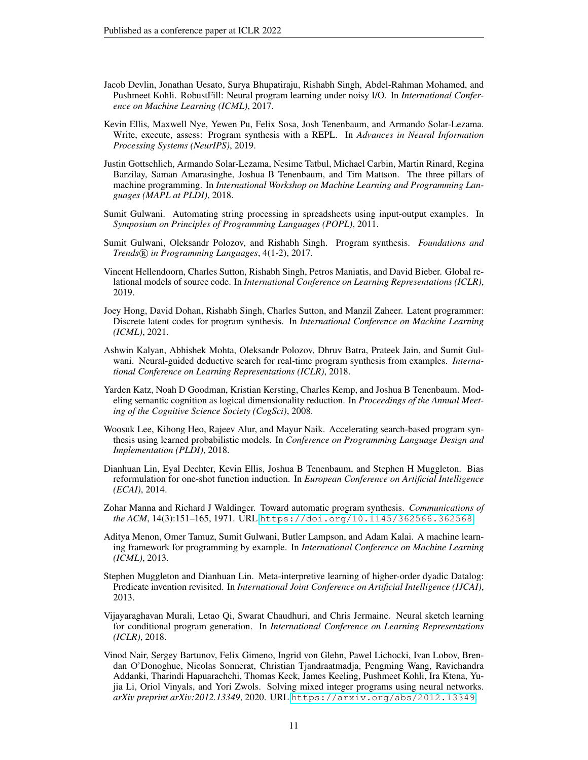Jacob Devlin, Jonathan Uesato, Surya Bhupatiraju, Rishabh Singh, Abdel-Rahman Mohamed, and Pushmeet Kohli. RobustFill: Neural program learning under noisy I/O. In *International Conference on Machine Learning (ICML)*, 2017.

Kevin Ellis, Maxwell Nye, Yewen Pu, Felix Sosa, Josh Tenenbaum, and Armando Solar-Lezama. Write, execute, assess: Program synthesis with a REPL. In *Advances in Neural Information Processing Systems (NeurIPS)*, 2019.

Justin Gottschlich, Armando Solar-Lezama, Nesime Tatbul, Michael Carbin, Martin Rinard, Regina Barzilay, Saman Amarasinghe, Joshua B Tenenbaum, and Tim Mattson. The three pillars of machine programming. In *International Workshop on Machine Learning and Programming Languages (MAPL at PLDI)*, 2018.

Sumit Gulwani. Automating string processing in spreadsheets using input-output examples. In *Symposium on Principles of Programming Languages (POPL)*, 2011.

Sumit Gulwani, Oleksandr Polozov, and Rishabh Singh. Program synthesis. *Foundations and Trends® in Programming Languages*, 4(1-2), 2017.

Vincent Hellendoorn, Charles Sutton, Rishabh Singh, Petros Maniatis, and David Bieber. Global relational models of source code. In *International Conference on Learning Representations (ICLR)*, 2019.

Joey Hong, David Dohan, Rishabh Singh, Charles Sutton, and Manzil Zaheer. Latent programmer: Discrete latent codes for program synthesis. In *International Conference on Machine Learning (ICML)*, 2021.

Ashwin Kalyan, Abhishek Mohta, Oleksandr Polozov, Dhruv Batra, Prateek Jain, and Sumit Gulwani. Neural-guided deductive search for real-time program synthesis from examples. *International Conference on Learning Representations (ICLR)*, 2018.

Yarden Katz, Noah D Goodman, Kristian Kersting, Charles Kemp, and Joshua B Tenenbaum. Modeling semantic cognition as logical dimensionality reduction. In *Proceedings of the Annual Meeting of the Cognitive Science Society (CogSci)*, 2008.

Woosuk Lee, Kihong Heo, Rajeev Alur, and Mayur Naik. Accelerating search-based program synthesis using learned probabilistic models. In *Conference on Programming Language Design and Implementation (PLDI)*, 2018.

Dianhuan Lin, Eyal Dechter, Kevin Ellis, Joshua B Tenenbaum, and Stephen H Muggleton. Bias reformulation for one-shot function induction. In *European Conference on Artificial Intelligence (ECAI)*, 2014.

Zohar Manna and Richard J Waldinger. Toward automatic program synthesis. *Communications of the ACM*, 14(3):151–165, 1971. URL https://doi.org/10.1145/362566.362568.

Aditya Menon, Omer Tamuz, Sumit Gulwani, Butler Lampson, and Adam Kalai. A machine learning framework for programming by example. In *International Conference on Machine Learning (ICML)*, 2013.

Stephen Muggleton and Dianhuan Lin. Meta-interpretive learning of higher-order dyadic Datalog: Predicate invention revisited. In *International Joint Conference on Artificial Intelligence (IJCAI)*, 2013.

Vijayaraghavan Murali, Letao Qi, Swarat Chaudhuri, and Chris Jermaine. Neural sketch learning for conditional program generation. In *International Conference on Learning Representations (ICLR)*, 2018.

Vinod Nair, Sergey Bartunov, Felix Gimeno, Ingrid von Glehn, Pawel Lichocki, Ivan Lobov, Brendan O'Donoghue, Nicolas Sonnerat, Christian Tjandraatmadja, Pengming Wang, Ravichandra Addanki, Tharindi Hapuarachchi, Thomas Keck, James Keeling, Pushmeet Kohli, Ira Ktena, Yujia Li, Oriol Vinyals, and Yori Zwols. Solving mixed integer programs using neural networks. *arXiv preprint arXiv:2012.13349*, 2020. URL https://arxiv.org/abs/2012.13349.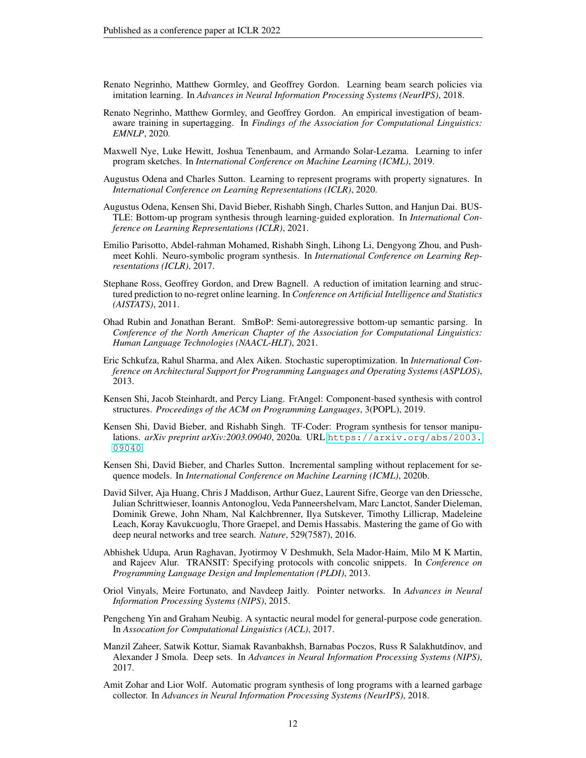Renato Negrinho, Matthew Gormley, and Geoffrey Gordon. Learning beam search policies via imitation learning. In *Advances in Neural Information Processing Systems (NeurIPS)*, 2018.

Renato Negrinho, Matthew Gormley, and Geoffrey Gordon. An empirical investigation of beam-aware training in supertagging. In *Findings of the Association for Computational Linguistics: EMNLP*, 2020.

Maxwell Nye, Luke Hewitt, Joshua Tenenbaum, and Armando Solar-Lezama. Learning to infer program sketches. In *International Conference on Machine Learning (ICML)*, 2019.

Augustus Odena and Charles Sutton. Learning to represent programs with property signatures. In *International Conference on Learning Representations (ICLR)*, 2020.

Augustus Odena, Kensen Shi, David Bieber, Rishabh Singh, Charles Sutton, and Hanjun Dai. BUSTLE: Bottom-up program synthesis through learning-guided exploration. In *International Conference on Learning Representations (ICLR)*, 2021.

Emilio Parisotto, Abdel-rahman Mohamed, Rishabh Singh, Lihong Li, Dengyong Zhou, and Pushmeet Kohli. Neuro-symbolic program synthesis. In *International Conference on Learning Representations (ICLR)*, 2017.

Stephane Ross, Geoffrey Gordon, and Drew Bagnell. A reduction of imitation learning and structured prediction to no-regret online learning. In *Conference on Artificial Intelligence and Statistics (AISTATS)*, 2011.

Ohad Rubin and Jonathan Berant. SmBoP: Semi-autoregressive bottom-up semantic parsing. In *Conference of the North American Chapter of the Association for Computational Linguistics: Human Language Technologies (NAACL-HLT)*, 2021.

Eric Schkufza, Rahul Sharma, and Alex Aiken. Stochastic superoptimization. In *International Conference on Architectural Support for Programming Languages and Operating Systems (ASPLOS)*, 2013.

Kensen Shi, Jacob Steinhardt, and Percy Liang. FrAngel: Component-based synthesis with control structures. *Proceedings of the ACM on Programming Languages*, 3(POPL), 2019.

Kensen Shi, David Bieber, and Rishabh Singh. TF-Coder: Program synthesis for tensor manipulations. *arXiv preprint arXiv:2003.09040*, 2020a. URL https://arxiv.org/abs/2003.09040.

Kensen Shi, David Bieber, and Charles Sutton. Incremental sampling without replacement for sequence models. In *International Conference on Machine Learning (ICML)*, 2020b.

David Silver, Aja Huang, Chris J Maddison, Arthur Guez, Laurent Sifre, George van den Driessche, Julian Schrittwieser, Ioannis Antonoglou, Veda Panneershelvam, Marc Lanctot, Sander Dieleman, Dominik Grewe, John Nham, Nal Kalchbrenner, Ilya Sutskever, Timothy Lillicrap, Madeleine Leach, Koray Kavukcuoglu, Thore Graepel, and Demis Hassabis. Mastering the game of Go with deep neural networks and tree search. *Nature*, 529(7587), 2016.

Abhishek Udupa, Arun Raghavan, Jyotirmoy V Deshmukh, Sela Mador-Haim, Milo M K Martin, and Rajeev Alur. TRANSIT: Specifying protocols with concolic snippets. In *Conference on Programming Language Design and Implementation (PLDI)*, 2013.

Oriol Vinyals, Meire Fortunato, and Navdeep Jaitly. Pointer networks. In *Advances in Neural Information Processing Systems (NIPS)*, 2015.

Pengcheng Yin and Graham Neubig. A syntactic neural model for general-purpose code generation. In *Assocation for Computational Linguistics (ACL)*, 2017.

Manzil Zaheer, Satwik Kottur, Siamak Ravanbakhsh, Barnabas Poczos, Russ R Salakhutdinov, and Alexander J Smola. Deep sets. In *Advances in Neural Information Processing Systems (NIPS)*, 2017.

Amit Zohar and Lior Wolf. Automatic program synthesis of long programs with a learned garbage collector. In *Advances in Neural Information Processing Systems (NeurIPS)*, 2018.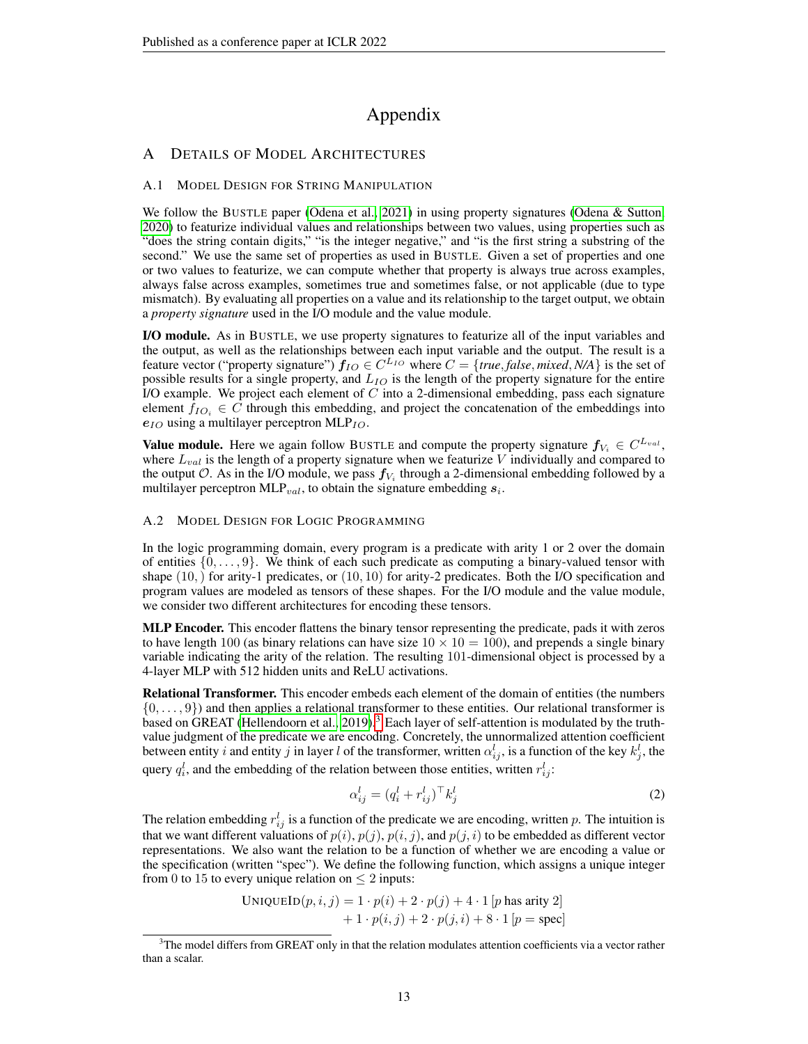# Appendix

## A Details of Model Architectures

### A.1 Model Design for String Manipulation

We follow the BUSTLE paper (Odena et al., 2021) in using property signatures (Odena & Sutton, 2020) to featurize individual values and relationships between two values, using properties such as "does the string contain digits," "is the integer negative," and "is the first string a substring of the second." We use the same set of properties as used in BUSTLE. Given a set of properties and one or two values to featurize, we can compute whether that property is always true across examples, always false across examples, sometimes true and sometimes false, or not applicable (due to type mismatch). By evaluating all properties on a value and its relationship to the target output, we obtain a *property signature* used in the I/O module and the value module.

**I/O module.** As in BUSTLE, we use property signatures to featurize all of the input variables and the output, as well as the relationships between each input variable and the output. The result is a feature vector ("property signature") $\boldsymbol{f}_{IO} \in C^{L_{IO}}$ where $C = \{\textit{true}, \textit{false}, \textit{mixed}, \textit{N/A}\}$ is the set of possible results for a single property, and $L_{IO}$ is the length of the property signature for the entire I/O example. We project each element of $C$ into a 2-dimensional embedding, pass each signature element $f_{IO_i} \in C$ through this embedding, and project the concatenation of the embeddings into $\boldsymbol{e}_{IO}$ using a multilayer perceptron $\text{MLP}_{IO}$.

**Value module.** Here we again follow BUSTLE and compute the property signature $\boldsymbol{f}_{V_i} \in C^{L_{val}}$, where $L_{val}$ is the length of a property signature when we featurize $V$ individually and compared to the output $\mathcal{O}$. As in the I/O module, we pass $\boldsymbol{f}_{V_i}$ through a 2-dimensional embedding followed by a multilayer perceptron $\text{MLP}_{val}$, to obtain the signature embedding $\boldsymbol{s}_i$.

### A.2 Model Design for Logic Programming

In the logic programming domain, every program is a predicate with arity 1 or 2 over the domain of entities $\{0, \ldots, 9\}$. We think of each such predicate as computing a binary-valued tensor with shape $(10,)$ for arity-1 predicates, or $(10, 10)$ for arity-2 predicates. Both the I/O specification and program values are modeled as tensors of these shapes. For the I/O module and the value module, we consider two different architectures for encoding these tensors.

**MLP Encoder.** This encoder flattens the binary tensor representing the predicate, pads it with zeros to have length 100 (as binary relations can have size $10 \times 10 = 100$), and prepends a single binary variable indicating the arity of the relation. The resulting 101-dimensional object is processed by a 4-layer MLP with 512 hidden units and ReLU activations.

**Relational Transformer.** This encoder embeds each element of the domain of entities (the numbers $\{0, \ldots, 9\}$) and then applies a relational transformer to these entities. Our relational transformer is based on GREAT (Hellendoorn et al., 2019).[3] Each layer of self-attention is modulated by the truth-value judgment of the predicate we are encoding. Concretely, the unnormalized attention coefficient between entity $i$ and entity $j$ in layer $l$ of the transformer, written $\alpha_{ij}^l$, is a function of the key $k_j^l$, the query $q_i^l$, and the embedding of the relation between those entities, written $r_{ij}^l$:

$$\alpha_{ij}^l = (q_i^l + r_{ij}^l)^\top k_j^l \tag{2}$$

The relation embedding $r_{ij}^l$ is a function of the predicate we are encoding, written $p$. The intuition is that we want different valuations of $p(i)$, $p(j)$, $p(i,j)$, and $p(j,i)$ to be embedded as different vector representations. We also want the relation to be a function of whether we are encoding a value or the specification (written "spec"). We define the following function, which assigns a unique integer from 0 to 15 to every unique relation on $\leq 2$ inputs:

$$\begin{aligned} \text{UNIQUEID}(p, i, j) = &\ 1 \cdot p(i) + 2 \cdot p(j) + 4 \cdot \mathbb{1}\left[p \text{ has arity } 2\right] \\ &+ 1 \cdot p(i,j) + 2 \cdot p(j,i) + 8 \cdot \mathbb{1}\left[p = \text{spec}\right] \end{aligned}$$

[3] The model differs from GREAT only in that the relation modulates attention coefficients via a vector rather than a scalar.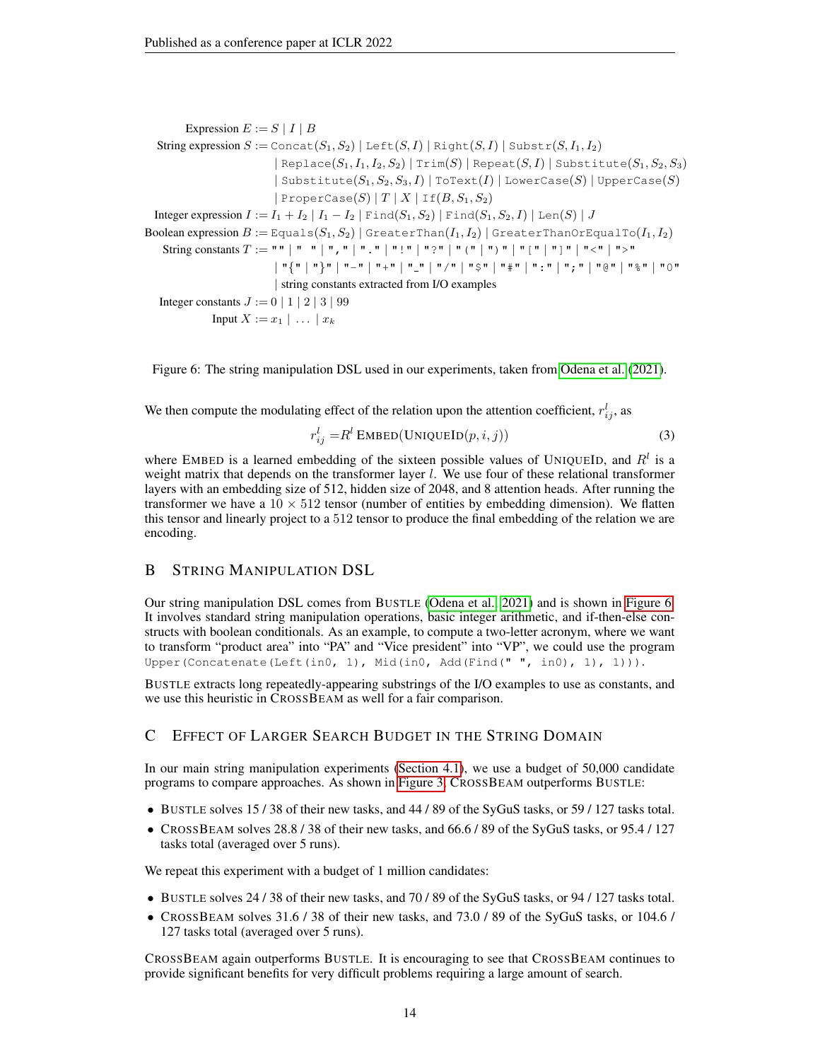$$
\begin{aligned}
\text{Expression } E &:= S \mid I \mid B \\
\text{String expression } S &:= \texttt{Concat}(S_1, S_2) \mid \texttt{Left}(S, I) \mid \texttt{Right}(S, I) \mid \texttt{Substr}(S, I_1, I_2) \\
&\mid \texttt{Replace}(S_1, I_1, I_2, S_2) \mid \texttt{Trim}(S) \mid \texttt{Repeat}(S, I) \mid \texttt{Substitute}(S_1, S_2, S_3) \\
&\mid \texttt{Substitute}(S_1, S_2, S_3, I) \mid \texttt{ToText}(I) \mid \texttt{LowerCase}(S) \mid \texttt{UpperCase}(S) \\
&\mid \texttt{ProperCase}(S) \mid T \mid X \mid \texttt{If}(B, S_1, S_2) \\
\text{Integer expression } I &:= I_1 + I_2 \mid I_1 - I_2 \mid \texttt{Find}(S_1, S_2) \mid \texttt{Find}(S_1, S_2, I) \mid \texttt{Len}(S) \mid J \\
\text{Boolean expression } B &:= \texttt{Equals}(S_1, S_2) \mid \texttt{GreaterThan}(I_1, I_2) \mid \texttt{GreaterThanOrEqualTo}(I_1, I_2) \\
\text{String constants } T &:= \texttt{""} \mid \texttt{" "} \mid \texttt{","} \mid \texttt{"."} \mid \texttt{"!"} \mid \texttt{"?"} \mid \texttt{"("} \mid \texttt{")"} \mid \texttt{"["} \mid \texttt{"]"} \mid \texttt{"<"} \mid \texttt{">"} \\
&\mid \texttt{"\{"} \mid \texttt{"\}"} \mid \texttt{"-"} \mid \texttt{"+"} \mid \texttt{"\_"} \mid \texttt{"/"} \mid \texttt{"\$"} \mid \texttt{"\#"} \mid \texttt{":"} \mid \texttt{";"} \mid \texttt{"@"} \mid \texttt{"\%"} \mid \texttt{"0"} \\
&\mid \text{string constants extracted from I/O examples} \\
\text{Integer constants } J &:= 0 \mid 1 \mid 2 \mid 3 \mid 99 \\
\text{Input } X &:= x_1 \mid \ldots \mid x_k
\end{aligned}
$$

Figure 6: The string manipulation DSL used in our experiments, taken from Odena et al. (2021).

We then compute the modulating effect of the relation upon the attention coefficient, $r^l_{ij}$, as

$$
r^l_{ij} = R^l \, \textsc{Embed}(\textsc{UniqueId}(p, i, j)) \tag{3}
$$

where $\textsc{Embed}$ is a learned embedding of the sixteen possible values of $\textsc{UniqueId}$, and $R^l$ is a weight matrix that depends on the transformer layer $l$. We use four of these relational transformer layers with an embedding size of 512, hidden size of 2048, and 8 attention heads. After running the transformer we have a $10 \times 512$ tensor (number of entities by embedding dimension). We flatten this tensor and linearly project to a 512 tensor to produce the final embedding of the relation we are encoding.

## B String Manipulation DSL

Our string manipulation DSL comes from Bustle (Odena et al., 2021) and is shown in Figure 6. It involves standard string manipulation operations, basic integer arithmetic, and if-then-else constructs with boolean conditionals. As an example, to compute a two-letter acronym, where we want to transform "product area" into "PA" and "Vice president" into "VP", we could use the program `Upper(Concatenate(Left(in0, 1), Mid(in0, Add(Find(" ", in0), 1), 1)))`.

Bustle extracts long repeatedly-appearing substrings of the I/O examples to use as constants, and we use this heuristic in CrossBeam as well for a fair comparison.

## C Effect of Larger Search Budget in the String Domain

In our main string manipulation experiments (Section 4.1), we use a budget of 50,000 candidate programs to compare approaches. As shown in Figure 3, CrossBeam outperforms Bustle:

- Bustle solves 15 / 38 of their new tasks, and 44 / 89 of the SyGuS tasks, or 59 / 127 tasks total.
- CrossBeam solves 28.8 / 38 of their new tasks, and 66.6 / 89 of the SyGuS tasks, or 95.4 / 127 tasks total (averaged over 5 runs).

We repeat this experiment with a budget of 1 million candidates:

- Bustle solves 24 / 38 of their new tasks, and 70 / 89 of the SyGuS tasks, or 94 / 127 tasks total.
- CrossBeam solves 31.6 / 38 of their new tasks, and 73.0 / 89 of the SyGuS tasks, or 104.6 / 127 tasks total (averaged over 5 runs).

CrossBeam again outperforms Bustle. It is encouraging to see that CrossBeam continues to provide significant benefits for very difficult problems requiring a large amount of search.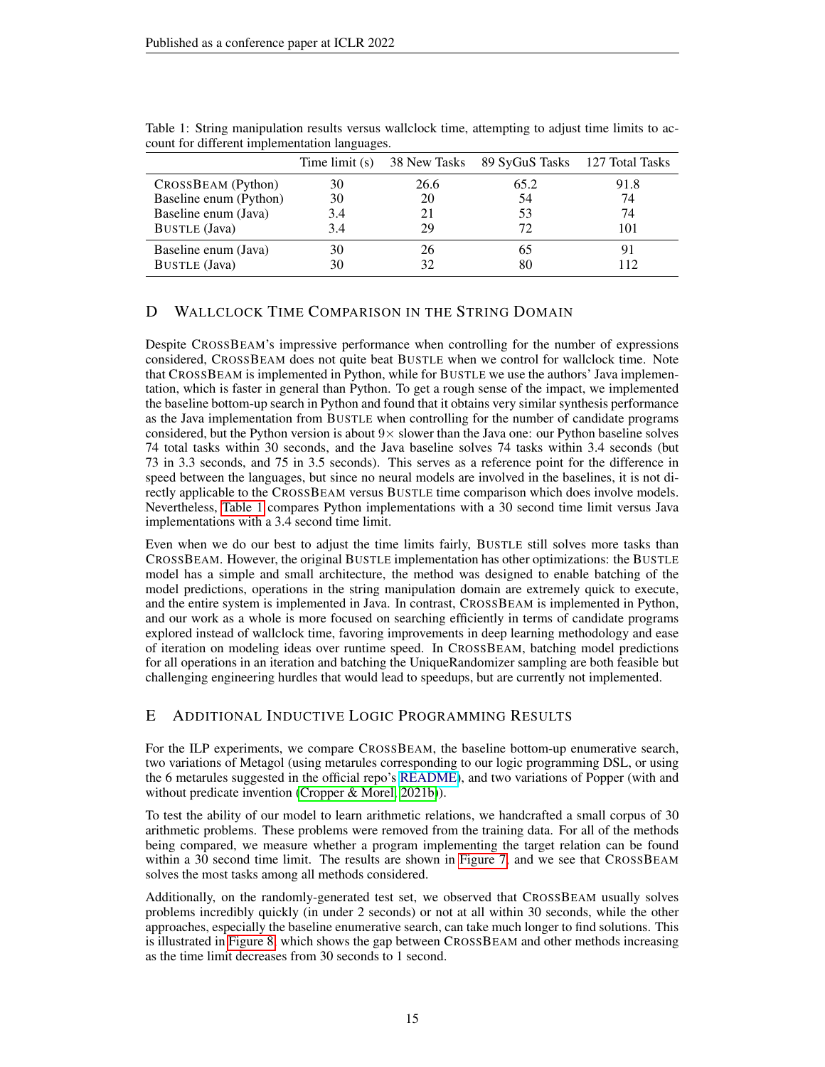Table 1: String manipulation results versus wallclock time, attempting to adjust time limits to account for different implementation languages.

| | Time limit (s) | 38 New Tasks | 89 SyGuS Tasks | 127 Total Tasks |
|---|---|---|---|---|
| CrossBeam (Python) | 30 | 26.6 | 65.2 | 91.8 |
| Baseline enum (Python) | 30 | 20 | 54 | 74 |
| Baseline enum (Java) | 3.4 | 21 | 53 | 74 |
| Bustle (Java) | 3.4 | 29 | 72 | 101 |
| Baseline enum (Java) | 30 | 26 | 65 | 91 |
| Bustle (Java) | 30 | 32 | 80 | 112 |

## D Wallclock Time Comparison in the String Domain

Despite CrossBeam's impressive performance when controlling for the number of expressions considered, CrossBeam does not quite beat Bustle when we control for wallclock time. Note that CrossBeam is implemented in Python, while for Bustle we use the authors' Java implementation, which is faster in general than Python. To get a rough sense of the impact, we implemented the baseline bottom-up search in Python and found that it obtains very similar synthesis performance as the Java implementation from Bustle when controlling for the number of candidate programs considered, but the Python version is about $9\times$ slower than the Java one: our Python baseline solves 74 total tasks within 30 seconds, and the Java baseline solves 74 tasks within 3.4 seconds (but 73 in 3.3 seconds, and 75 in 3.5 seconds). This serves as a reference point for the difference in speed between the languages, but since no neural models are involved in the baselines, it is not directly applicable to the CrossBeam versus Bustle time comparison which does involve models. Nevertheless, Table 1 compares Python implementations with a 30 second time limit versus Java implementations with a 3.4 second time limit.

Even when we do our best to adjust the time limits fairly, Bustle still solves more tasks than CrossBeam. However, the original Bustle implementation has other optimizations: the Bustle model has a simple and small architecture, the method was designed to enable batching of the model predictions, operations in the string manipulation domain are extremely quick to execute, and the entire system is implemented in Java. In contrast, CrossBeam is implemented in Python, and our work as a whole is more focused on searching efficiently in terms of candidate programs explored instead of wallclock time, favoring improvements in deep learning methodology and ease of iteration on modeling ideas over runtime speed. In CrossBeam, batching model predictions for all operations in an iteration and batching the UniqueRandomizer sampling are both feasible but challenging engineering hurdles that would lead to speedups, but are currently not implemented.

## E Additional Inductive Logic Programming Results

For the ILP experiments, we compare CrossBeam, the baseline bottom-up enumerative search, two variations of Metagol (using metarules corresponding to our logic programming DSL, or using the 6 metarules suggested in the official repo's README), and two variations of Popper (with and without predicate invention (Cropper & Morel, 2021b)).

To test the ability of our model to learn arithmetic relations, we handcrafted a small corpus of 30 arithmetic problems. These problems were removed from the training data. For all of the methods being compared, we measure whether a program implementing the target relation can be found within a 30 second time limit. The results are shown in Figure 7, and we see that CrossBeam solves the most tasks among all methods considered.

Additionally, on the randomly-generated test set, we observed that CrossBeam usually solves problems incredibly quickly (in under 2 seconds) or not at all within 30 seconds, while the other approaches, especially the baseline enumerative search, can take much longer to find solutions. This is illustrated in Figure 8, which shows the gap between CrossBeam and other methods increasing as the time limit decreases from 30 seconds to 1 second.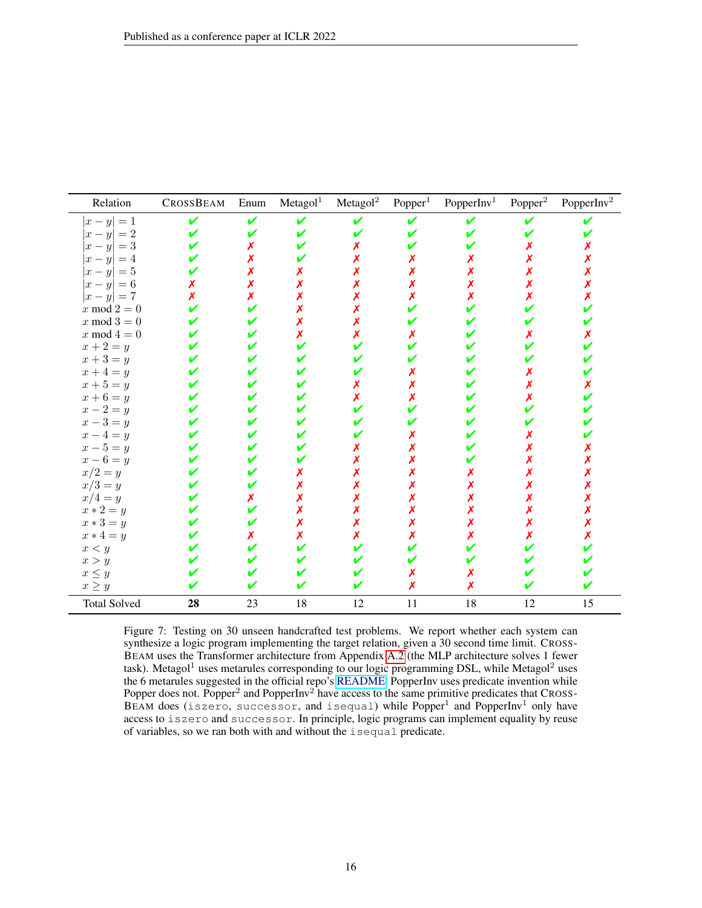| Relation | CrossBeam | Enum | Metagol[1] | Metagol[2] | Popper[1] | PopperInv[1] | Popper[2] | PopperInv[2] |
|---|---|---|---|---|---|---|---|---|
| $\lvert x-y \rvert = 1$ | ✔ | ✔ | ✔ | ✔ | ✔ | ✔ | ✔ | ✔ |
| $\lvert x-y \rvert = 2$ | ✔ | ✔ | ✔ | ✔ | ✔ | ✔ | ✔ | ✔ |
| $\lvert x-y \rvert = 3$ | ✔ | ✗ | ✔ | ✗ | ✔ | ✔ | ✗ | ✗ |
| $\lvert x-y \rvert = 4$ | ✔ | ✗ | ✔ | ✗ | ✗ | ✗ | ✗ | ✗ |
| $\lvert x-y \rvert = 5$ | ✔ | ✗ | ✗ | ✗ | ✗ | ✗ | ✗ | ✗ |
| $\lvert x-y \rvert = 6$ | ✗ | ✗ | ✗ | ✗ | ✗ | ✗ | ✗ | ✗ |
| $\lvert x-y \rvert = 7$ | ✗ | ✗ | ✗ | ✗ | ✗ | ✗ | ✗ | ✗ |
| $x \bmod 2 = 0$ | ✔ | ✔ | ✗ | ✗ | ✔ | ✔ | ✔ | ✔ |
| $x \bmod 3 = 0$ | ✔ | ✔ | ✗ | ✗ | ✔ | ✔ | ✔ | ✔ |
| $x \bmod 4 = 0$ | ✔ | ✔ | ✗ | ✗ | ✗ | ✔ | ✗ | ✗ |
| $x+2=y$ | ✔ | ✔ | ✔ | ✔ | ✔ | ✔ | ✔ | ✔ |
| $x+3=y$ | ✔ | ✔ | ✔ | ✔ | ✔ | ✔ | ✔ | ✔ |
| $x+4=y$ | ✔ | ✔ | ✔ | ✔ | ✗ | ✔ | ✗ | ✔ |
| $x+5=y$ | ✔ | ✔ | ✔ | ✗ | ✗ | ✔ | ✗ | ✗ |
| $x+6=y$ | ✔ | ✔ | ✔ | ✗ | ✗ | ✔ | ✗ | ✔ |
| $x-2=y$ | ✔ | ✔ | ✔ | ✔ | ✔ | ✔ | ✔ | ✔ |
| $x-3=y$ | ✔ | ✔ | ✔ | ✔ | ✔ | ✔ | ✔ | ✔ |
| $x-4=y$ | ✔ | ✔ | ✔ | ✔ | ✗ | ✔ | ✗ | ✔ |
| $x-5=y$ | ✔ | ✔ | ✔ | ✗ | ✗ | ✔ | ✗ | ✗ |
| $x-6=y$ | ✔ | ✔ | ✔ | ✗ | ✗ | ✔ | ✗ | ✗ |
| $x/2=y$ | ✔ | ✔ | ✗ | ✗ | ✗ | ✗ | ✗ | ✗ |
| $x/3=y$ | ✔ | ✔ | ✗ | ✗ | ✗ | ✗ | ✗ | ✗ |
| $x/4=y$ | ✔ | ✗ | ✗ | ✗ | ✗ | ✗ | ✗ | ✗ |
| $x*2=y$ | ✔ | ✔ | ✗ | ✗ | ✗ | ✗ | ✗ | ✗ |
| $x*3=y$ | ✔ | ✔ | ✗ | ✗ | ✗ | ✗ | ✗ | ✗ |
| $x*4=y$ | ✔ | ✗ | ✗ | ✗ | ✗ | ✗ | ✗ | ✗ |
| $x<y$ | ✔ | ✔ | ✔ | ✔ | ✔ | ✔ | ✔ | ✔ |
| $x>y$ | ✔ | ✔ | ✔ | ✔ | ✔ | ✔ | ✔ | ✔ |
| $x \leq y$ | ✔ | ✔ | ✔ | ✔ | ✗ | ✗ | ✔ | ✔ |
| $x \geq y$ | ✔ | ✔ | ✔ | ✔ | ✗ | ✗ | ✔ | ✔ |
| Total Solved | **28** | 23 | 18 | 12 | 11 | 18 | 12 | 15 |

Figure 7: Testing on 30 unseen handcrafted test problems. We report whether each system can synthesize a logic program implementing the target relation, given a 30 second time limit. CrossBeam uses the Transformer architecture from Appendix A.2 (the MLP architecture solves 1 fewer task). Metagol[1] uses metarules corresponding to our logic programming DSL, while Metagol[2] uses the 6 metarules suggested in the official repo's README. PopperInv uses predicate invention while Popper does not. Popper[2] and PopperInv[2] have access to the same primitive predicates that CrossBeam does (`iszero`, `successor`, and `isequal`) while Popper[1] and PopperInv[1] only have access to `iszero` and `successor`. In principle, logic programs can implement equality by reuse of variables, so we ran both with and without the `isequal` predicate.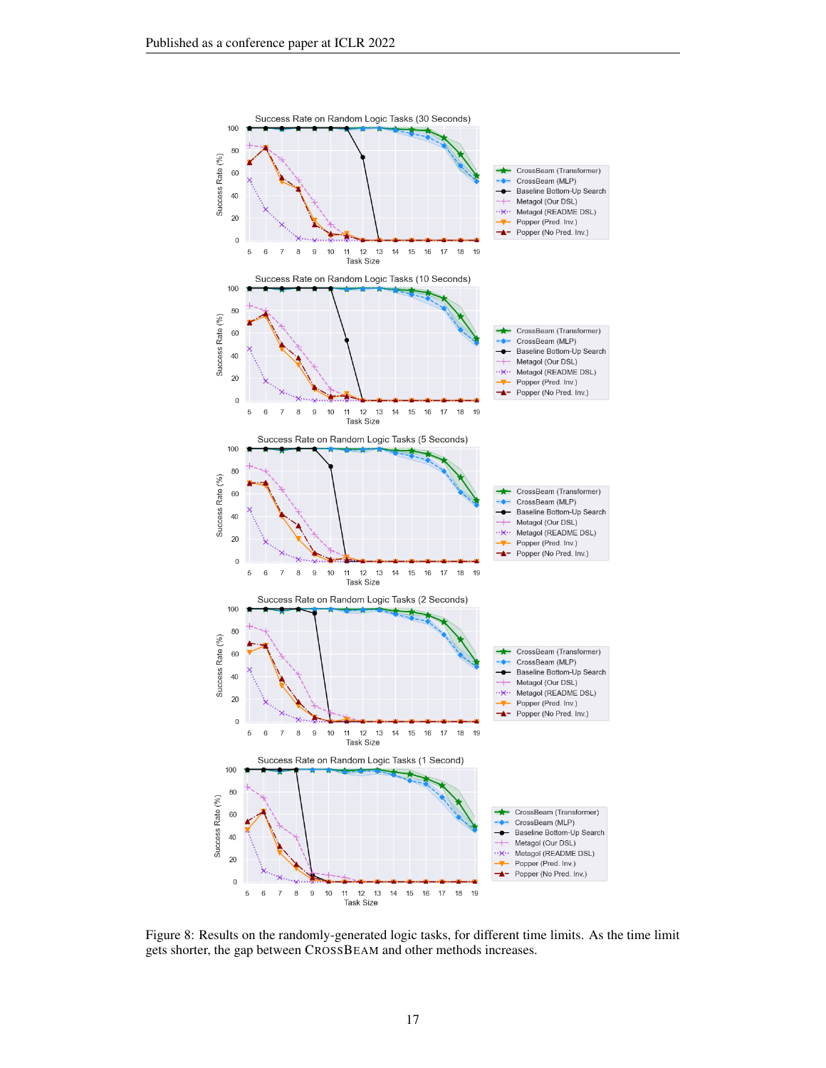Success Rate on Random Logic Tasks (30 Seconds)

Success Rate (%)

Task Size

CrossBeam (Transformer)
CrossBeam (MLP)
Baseline Bottom-Up Search
Metagol (Our DSL)
Metagol (README DSL)
Popper (Pred. Inv.)
Popper (No Pred. Inv.)

Success Rate on Random Logic Tasks (10 Seconds)

Success Rate on Random Logic Tasks (5 Seconds)

Success Rate on Random Logic Tasks (2 Seconds)

Success Rate on Random Logic Tasks (1 Second)

Figure 8: Results on the randomly-generated logic tasks, for different time limits. As the time limit gets shorter, the gap between CROSSBEAM and other methods increases.